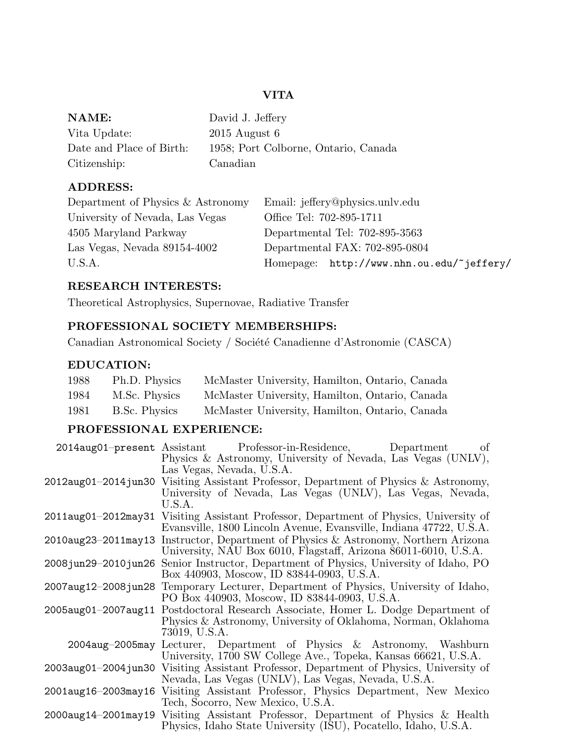# VITA

**NAME:** David J. Jeffery
Vita Update: 2015 August 6
Date and Place of Birth: 1958; Port Colborne, Ontario, Canada
Citizenship: Canadian

## ADDRESS:

Department of Physics & Astronomy
University of Nevada, Las Vegas
4505 Maryland Parkway
Las Vegas, Nevada 89154-4002
U.S.A.

Email: jeffery@physics.unlv.edu
Office Tel: 702-895-1711
Departmental Tel: 702-895-3563
Departmental FAX: 702-895-0804
Homepage: `http://www.nhn.ou.edu/~jeffery/`

## RESEARCH INTERESTS:

Theoretical Astrophysics, Supernovae, Radiative Transfer

## PROFESSIONAL SOCIETY MEMBERSHIPS:

Canadian Astronomical Society / Société Canadienne d'Astronomie (CASCA)

## EDUCATION:

| | | |
|---|---|---|
| 1988 | Ph.D. Physics | McMaster University, Hamilton, Ontario, Canada |
| 1984 | M.Sc. Physics | McMaster University, Hamilton, Ontario, Canada |
| 1981 | B.Sc. Physics | McMaster University, Hamilton, Ontario, Canada |

## PROFESSIONAL EXPERIENCE:

| | |
|---|---|
| 2014aug01–present | Assistant Professor-in-Residence, Department of Physics & Astronomy, University of Nevada, Las Vegas (UNLV), Las Vegas, Nevada, U.S.A. |
| 2012aug01–2014jun30 | Visiting Assistant Professor, Department of Physics & Astronomy, University of Nevada, Las Vegas (UNLV), Las Vegas, Nevada, U.S.A. |
| 2011aug01–2012may31 | Visiting Assistant Professor, Department of Physics, University of Evansville, 1800 Lincoln Avenue, Evansville, Indiana 47722, U.S.A. |
| 2010aug23–2011may13 | Instructor, Department of Physics & Astronomy, Northern Arizona University, NAU Box 6010, Flagstaff, Arizona 86011-6010, U.S.A. |
| 2008jun29–2010jun26 | Senior Instructor, Department of Physics, University of Idaho, PO Box 440903, Moscow, ID 83844-0903, U.S.A. |
| 2007aug12–2008jun28 | Temporary Lecturer, Department of Physics, University of Idaho, PO Box 440903, Moscow, ID 83844-0903, U.S.A. |
| 2005aug01–2007aug11 | Postdoctoral Research Associate, Homer L. Dodge Department of Physics & Astronomy, University of Oklahoma, Norman, Oklahoma 73019, U.S.A. |
| 2004aug–2005may | Lecturer, Department of Physics & Astronomy, Washburn University, 1700 SW College Ave., Topeka, Kansas 66621, U.S.A. |
| 2003aug01–2004jun30 | Visiting Assistant Professor, Department of Physics, University of Nevada, Las Vegas (UNLV), Las Vegas, Nevada, U.S.A. |
| 2001aug16–2003may16 | Visiting Assistant Professor, Physics Department, New Mexico Tech, Socorro, New Mexico, U.S.A. |
| 2000aug14–2001may19 | Visiting Assistant Professor, Department of Physics & Health Physics, Idaho State University (ISU), Pocatello, Idaho, U.S.A. |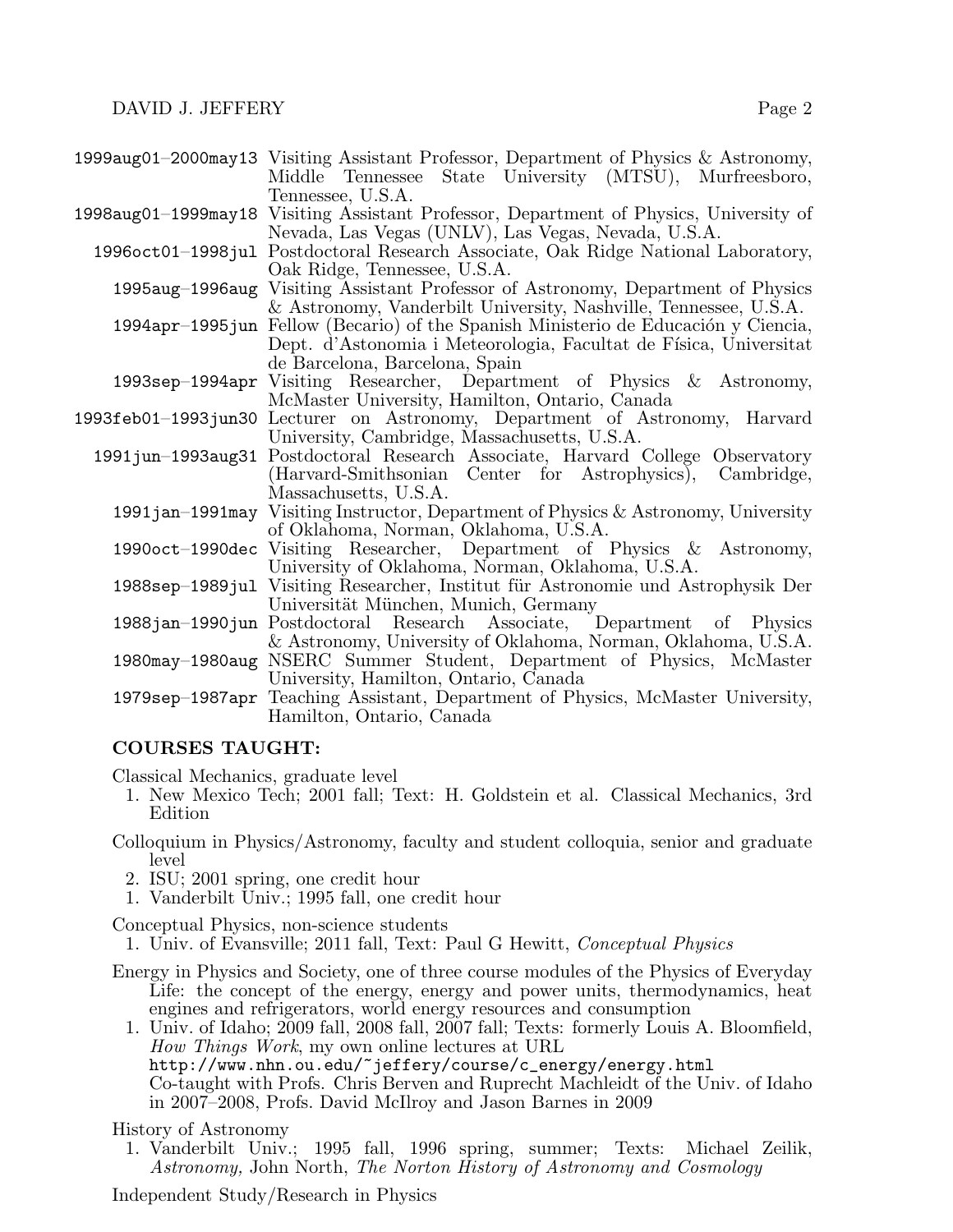| | |
|---|---|
| `1999aug01–2000may13` | Visiting Assistant Professor, Department of Physics & Astronomy, Middle Tennessee State University (MTSU), Murfreesboro, Tennessee, U.S.A. |
| `1998aug01–1999may18` | Visiting Assistant Professor, Department of Physics, University of Nevada, Las Vegas (UNLV), Las Vegas, Nevada, U.S.A. |
| `1996oct01–1998jul` | Postdoctoral Research Associate, Oak Ridge National Laboratory, Oak Ridge, Tennessee, U.S.A. |
| `1995aug–1996aug` | Visiting Assistant Professor of Astronomy, Department of Physics & Astronomy, Vanderbilt University, Nashville, Tennessee, U.S.A. |
| `1994apr–1995jun` | Fellow (Becario) of the Spanish Ministerio de Educación y Ciencia, Dept. d'Astonomia i Meteorologia, Facultat de Física, Universitat de Barcelona, Barcelona, Spain |
| `1993sep–1994apr` | Visiting Researcher, Department of Physics & Astronomy, McMaster University, Hamilton, Ontario, Canada |
| `1993feb01–1993jun30` | Lecturer on Astronomy, Department of Astronomy, Harvard University, Cambridge, Massachusetts, U.S.A. |
| `1991jun–1993aug31` | Postdoctoral Research Associate, Harvard College Observatory (Harvard-Smithsonian Center for Astrophysics), Cambridge, Massachusetts, U.S.A. |
| `1991jan–1991may` | Visiting Instructor, Department of Physics & Astronomy, University of Oklahoma, Norman, Oklahoma, U.S.A. |
| `1990oct–1990dec` | Visiting Researcher, Department of Physics & Astronomy, University of Oklahoma, Norman, Oklahoma, U.S.A. |
| `1988sep–1989jul` | Visiting Researcher, Institut für Astronomie und Astrophysik Der Universität München, Munich, Germany |
| `1988jan–1990jun` | Postdoctoral Research Associate, Department of Physics & Astronomy, University of Oklahoma, Norman, Oklahoma, U.S.A. |
| `1980may–1980aug` | NSERC Summer Student, Department of Physics, McMaster University, Hamilton, Ontario, Canada |
| `1979sep–1987apr` | Teaching Assistant, Department of Physics, McMaster University, Hamilton, Ontario, Canada |

## COURSES TAUGHT:

Classical Mechanics, graduate level

1. New Mexico Tech; 2001 fall; Text: H. Goldstein et al. Classical Mechanics, 3rd Edition

Colloquium in Physics/Astronomy, faculty and student colloquia, senior and graduate level

2. ISU; 2001 spring, one credit hour
1. Vanderbilt Univ.; 1995 fall, one credit hour

Conceptual Physics, non-science students

1. Univ. of Evansville; 2011 fall, Text: Paul G Hewitt, *Conceptual Physics*

Energy in Physics and Society, one of three course modules of the Physics of Everyday Life: the concept of the energy, energy and power units, thermodynamics, heat engines and refrigerators, world energy resources and consumption

1. Univ. of Idaho; 2009 fall, 2008 fall, 2007 fall; Texts: formerly Louis A. Bloomfield, *How Things Work*, my own online lectures at URL `http://www.nhn.ou.edu/~jeffery/course/c_energy/energy.html` Co-taught with Profs. Chris Berven and Ruprecht Machleidt of the Univ. of Idaho in 2007–2008, Profs. David McIlroy and Jason Barnes in 2009

History of Astronomy

1. Vanderbilt Univ.; 1995 fall, 1996 spring, summer; Texts: Michael Zeilik, *Astronomy,* John North, *The Norton History of Astronomy and Cosmology*

Independent Study/Research in Physics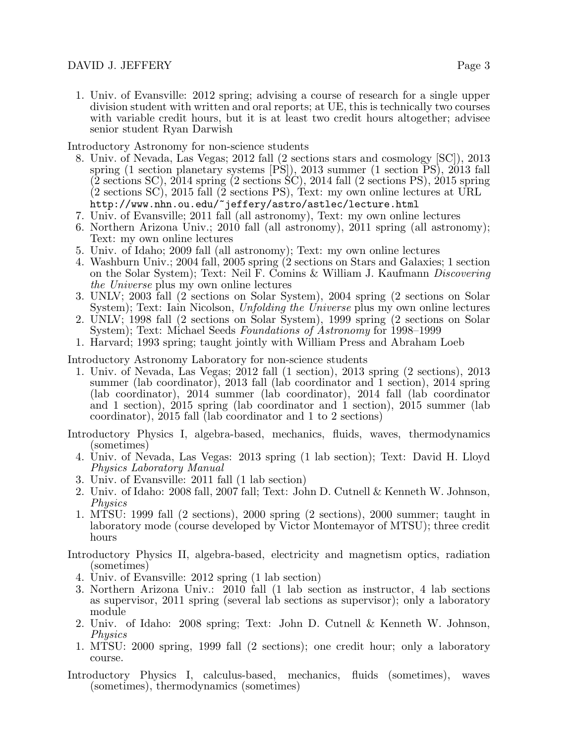1. Univ. of Evansville: 2012 spring; advising a course of research for a single upper division student with written and oral reports; at UE, this is technically two courses with variable credit hours, but it is at least two credit hours altogether; advisee senior student Ryan Darwish

Introductory Astronomy for non-science students

8. Univ. of Nevada, Las Vegas; 2012 fall (2 sections stars and cosmology [SC]), 2013 spring (1 section planetary systems [PS]), 2013 summer (1 section PS), 2013 fall (2 sections SC), 2014 spring (2 sections SC), 2014 fall (2 sections PS), 2015 spring (2 sections SC), 2015 fall (2 sections PS), Text: my own online lectures at URL `http://www.nhn.ou.edu/~jeffery/astro/astlec/lecture.html`
7. Univ. of Evansville; 2011 fall (all astronomy), Text: my own online lectures
6. Northern Arizona Univ.; 2010 fall (all astronomy), 2011 spring (all astronomy); Text: my own online lectures
5. Univ. of Idaho; 2009 fall (all astronomy); Text: my own online lectures
4. Washburn Univ.; 2004 fall, 2005 spring (2 sections on Stars and Galaxies; 1 section on the Solar System); Text: Neil F. Comins & William J. Kaufmann *Discovering the Universe* plus my own online lectures
3. UNLV; 2003 fall (2 sections on Solar System), 2004 spring (2 sections on Solar System); Text: Iain Nicolson, *Unfolding the Universe* plus my own online lectures
2. UNLV; 1998 fall (2 sections on Solar System), 1999 spring (2 sections on Solar System); Text: Michael Seeds *Foundations of Astronomy* for 1998–1999
1. Harvard; 1993 spring; taught jointly with William Press and Abraham Loeb

Introductory Astronomy Laboratory for non-science students

1. Univ. of Nevada, Las Vegas; 2012 fall (1 section), 2013 spring (2 sections), 2013 summer (lab coordinator), 2013 fall (lab coordinator and 1 section), 2014 spring (lab coordinator), 2014 summer (lab coordinator), 2014 fall (lab coordinator and 1 section), 2015 spring (lab coordinator and 1 section), 2015 summer (lab coordinator), 2015 fall (lab coordinator and 1 to 2 sections)

Introductory Physics I, algebra-based, mechanics, fluids, waves, thermodynamics (sometimes)

4. Univ. of Nevada, Las Vegas: 2013 spring (1 lab section); Text: David H. Lloyd *Physics Laboratory Manual*
3. Univ. of Evansville: 2011 fall (1 lab section)
2. Univ. of Idaho: 2008 fall, 2007 fall; Text: John D. Cutnell & Kenneth W. Johnson, *Physics*
1. MTSU: 1999 fall (2 sections), 2000 spring (2 sections), 2000 summer; taught in laboratory mode (course developed by Victor Montemayor of MTSU); three credit hours

Introductory Physics II, algebra-based, electricity and magnetism optics, radiation (sometimes)

4. Univ. of Evansville: 2012 spring (1 lab section)
3. Northern Arizona Univ.: 2010 fall (1 lab section as instructor, 4 lab sections as supervisor, 2011 spring (several lab sections as supervisor); only a laboratory module
2. Univ. of Idaho: 2008 spring; Text: John D. Cutnell & Kenneth W. Johnson, *Physics*
1. MTSU: 2000 spring, 1999 fall (2 sections); one credit hour; only a laboratory course.

Introductory Physics I, calculus-based, mechanics, fluids (sometimes), waves (sometimes), thermodynamics (sometimes)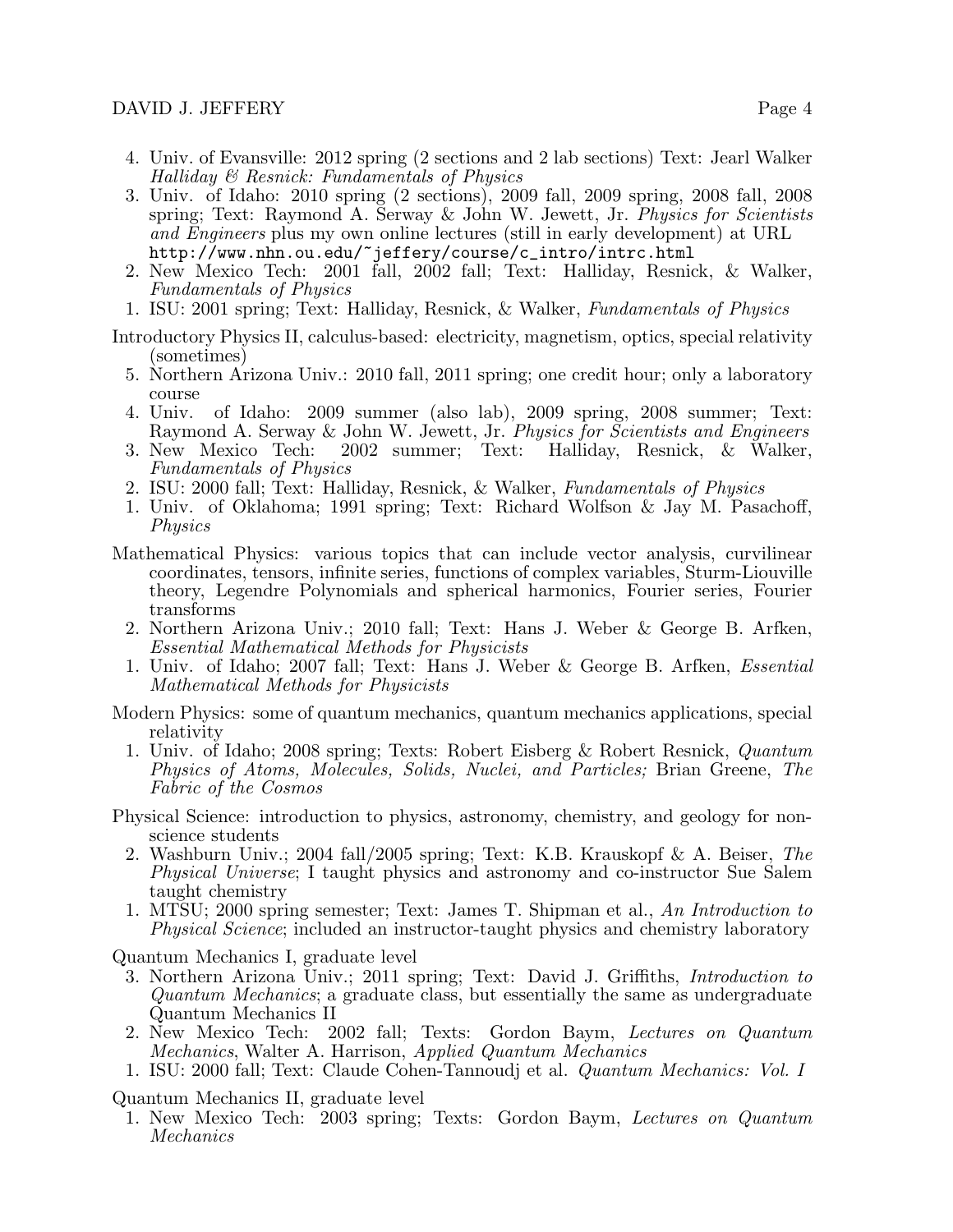4. Univ. of Evansville: 2012 spring (2 sections and 2 lab sections) Text: Jearl Walker *Halliday & Resnick: Fundamentals of Physics*
3. Univ. of Idaho: 2010 spring (2 sections), 2009 fall, 2009 spring, 2008 fall, 2008 spring; Text: Raymond A. Serway & John W. Jewett, Jr. *Physics for Scientists and Engineers* plus my own online lectures (still in early development) at URL `http://www.nhn.ou.edu/~jeffery/course/c_intro/intrc.html`
2. New Mexico Tech: 2001 fall, 2002 fall; Text: Halliday, Resnick, & Walker, *Fundamentals of Physics*
1. ISU: 2001 spring; Text: Halliday, Resnick, & Walker, *Fundamentals of Physics*

Introductory Physics II, calculus-based: electricity, magnetism, optics, special relativity (sometimes)

5. Northern Arizona Univ.: 2010 fall, 2011 spring; one credit hour; only a laboratory course
4. Univ. of Idaho: 2009 summer (also lab), 2009 spring, 2008 summer; Text: Raymond A. Serway & John W. Jewett, Jr. *Physics for Scientists and Engineers*
3. New Mexico Tech: 2002 summer; Text: Halliday, Resnick, & Walker, *Fundamentals of Physics*
2. ISU: 2000 fall; Text: Halliday, Resnick, & Walker, *Fundamentals of Physics*
1. Univ. of Oklahoma; 1991 spring; Text: Richard Wolfson & Jay M. Pasachoff, *Physics*

Mathematical Physics: various topics that can include vector analysis, curvilinear coordinates, tensors, infinite series, functions of complex variables, Sturm-Liouville theory, Legendre Polynomials and spherical harmonics, Fourier series, Fourier transforms

2. Northern Arizona Univ.; 2010 fall; Text: Hans J. Weber & George B. Arfken, *Essential Mathematical Methods for Physicists*
1. Univ. of Idaho; 2007 fall; Text: Hans J. Weber & George B. Arfken, *Essential Mathematical Methods for Physicists*

Modern Physics: some of quantum mechanics, quantum mechanics applications, special relativity

1. Univ. of Idaho; 2008 spring; Texts: Robert Eisberg & Robert Resnick, *Quantum Physics of Atoms, Molecules, Solids, Nuclei, and Particles;* Brian Greene, *The Fabric of the Cosmos*

Physical Science: introduction to physics, astronomy, chemistry, and geology for non-science students

2. Washburn Univ.; 2004 fall/2005 spring; Text: K.B. Krauskopf & A. Beiser, *The Physical Universe*; I taught physics and astronomy and co-instructor Sue Salem taught chemistry
1. MTSU; 2000 spring semester; Text: James T. Shipman et al., *An Introduction to Physical Science*; included an instructor-taught physics and chemistry laboratory

Quantum Mechanics I, graduate level

3. Northern Arizona Univ.; 2011 spring; Text: David J. Griffiths, *Introduction to Quantum Mechanics*; a graduate class, but essentially the same as undergraduate Quantum Mechanics II
2. New Mexico Tech: 2002 fall; Texts: Gordon Baym, *Lectures on Quantum Mechanics*, Walter A. Harrison, *Applied Quantum Mechanics*
1. ISU: 2000 fall; Text: Claude Cohen-Tannoudj et al. *Quantum Mechanics: Vol. I*

Quantum Mechanics II, graduate level

1. New Mexico Tech: 2003 spring; Texts: Gordon Baym, *Lectures on Quantum Mechanics*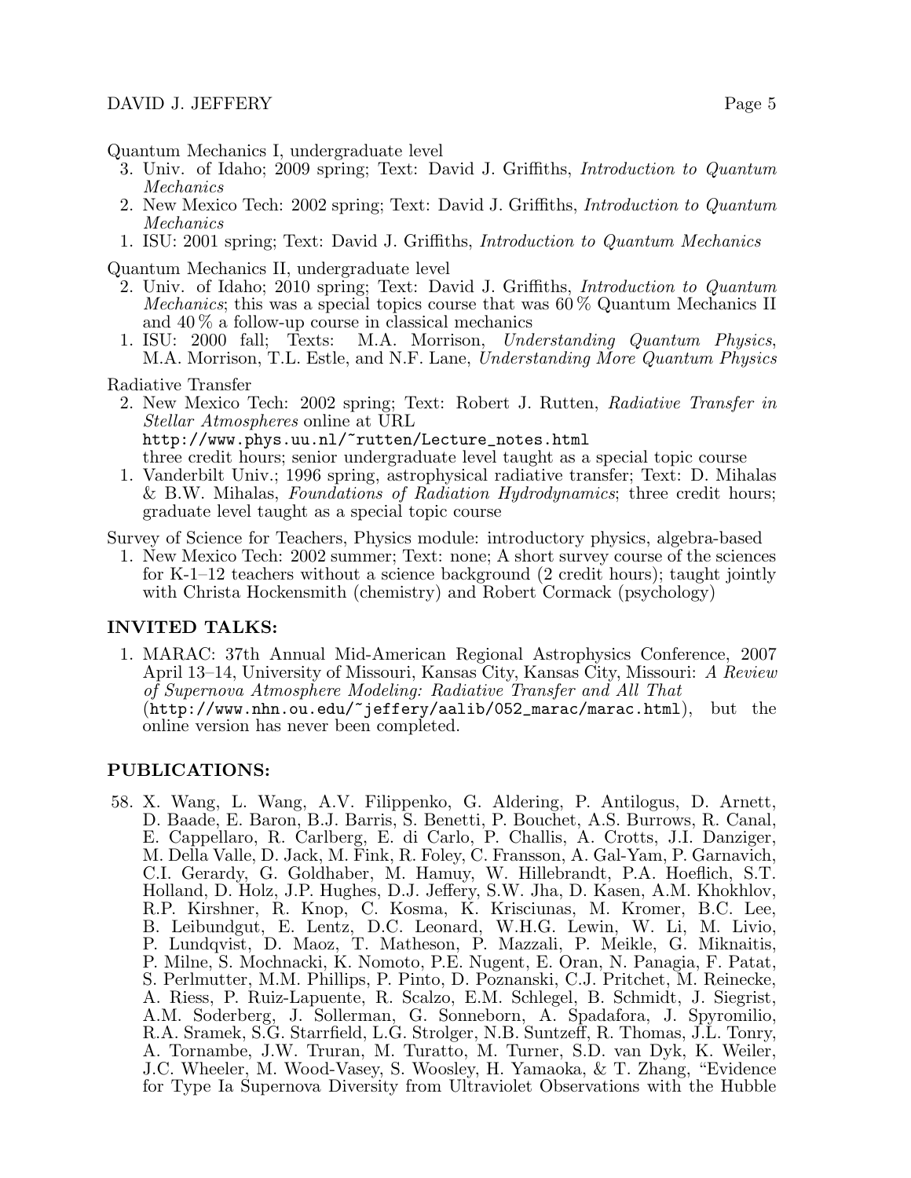Quantum Mechanics I, undergraduate level

3. Univ. of Idaho; 2009 spring; Text: David J. Griffiths, *Introduction to Quantum Mechanics*
2. New Mexico Tech: 2002 spring; Text: David J. Griffiths, *Introduction to Quantum Mechanics*
1. ISU: 2001 spring; Text: David J. Griffiths, *Introduction to Quantum Mechanics*

Quantum Mechanics II, undergraduate level

2. Univ. of Idaho; 2010 spring; Text: David J. Griffiths, *Introduction to Quantum Mechanics*; this was a special topics course that was 60 % Quantum Mechanics II and 40 % a follow-up course in classical mechanics
1. ISU: 2000 fall; Texts: M.A. Morrison, *Understanding Quantum Physics*, M.A. Morrison, T.L. Estle, and N.F. Lane, *Understanding More Quantum Physics*

Radiative Transfer

2. New Mexico Tech: 2002 spring; Text: Robert J. Rutten, *Radiative Transfer in Stellar Atmospheres* online at URL `http://www.phys.uu.nl/~rutten/Lecture_notes.html` three credit hours; senior undergraduate level taught as a special topic course
1. Vanderbilt Univ.; 1996 spring, astrophysical radiative transfer; Text: D. Mihalas & B.W. Mihalas, *Foundations of Radiation Hydrodynamics*; three credit hours; graduate level taught as a special topic course

Survey of Science for Teachers, Physics module: introductory physics, algebra-based

1. New Mexico Tech: 2002 summer; Text: none; A short survey course of the sciences for K-1–12 teachers without a science background (2 credit hours); taught jointly with Christa Hockensmith (chemistry) and Robert Cormack (psychology)

## INVITED TALKS:

1. MARAC: 37th Annual Mid-American Regional Astrophysics Conference, 2007 April 13–14, University of Missouri, Kansas City, Kansas City, Missouri: *A Review of Supernova Atmosphere Modeling: Radiative Transfer and All That* (`http://www.nhn.ou.edu/~jeffery/aalib/052_marac/marac.html`), but the online version has never been completed.

## PUBLICATIONS:

58. X. Wang, L. Wang, A.V. Filippenko, G. Aldering, P. Antilogus, D. Arnett, D. Baade, E. Baron, B.J. Barris, S. Benetti, P. Bouchet, A.S. Burrows, R. Canal, E. Cappellaro, R. Carlberg, E. di Carlo, P. Challis, A. Crotts, J.I. Danziger, M. Della Valle, D. Jack, M. Fink, R. Foley, C. Fransson, A. Gal-Yam, P. Garnavich, C.I. Gerardy, G. Goldhaber, M. Hamuy, W. Hillebrandt, P.A. Hoeflich, S.T. Holland, D. Holz, J.P. Hughes, D.J. Jeffery, S.W. Jha, D. Kasen, A.M. Khokhlov, R.P. Kirshner, R. Knop, C. Kosma, K. Krisciunas, M. Kromer, B.C. Lee, B. Leibundgut, E. Lentz, D.C. Leonard, W.H.G. Lewin, W. Li, M. Livio, P. Lundqvist, D. Maoz, T. Matheson, P. Mazzali, P. Meikle, G. Miknaitis, P. Milne, S. Mochnacki, K. Nomoto, P.E. Nugent, E. Oran, N. Panagia, F. Patat, S. Perlmutter, M.M. Phillips, P. Pinto, D. Poznanski, C.J. Pritchet, M. Reinecke, A. Riess, P. Ruiz-Lapuente, R. Scalzo, E.M. Schlegel, B. Schmidt, J. Siegrist, A.M. Soderberg, J. Sollerman, G. Sonneborn, A. Spadafora, J. Spyromilio, R.A. Sramek, S.G. Starrfield, L.G. Strolger, N.B. Suntzeff, R. Thomas, J.L. Tonry, A. Tornambe, J.W. Truran, M. Turatto, M. Turner, S.D. van Dyk, K. Weiler, J.C. Wheeler, M. Wood-Vasey, S. Woosley, H. Yamaoka, & T. Zhang, "Evidence for Type Ia Supernova Diversity from Ultraviolet Observations with the Hubble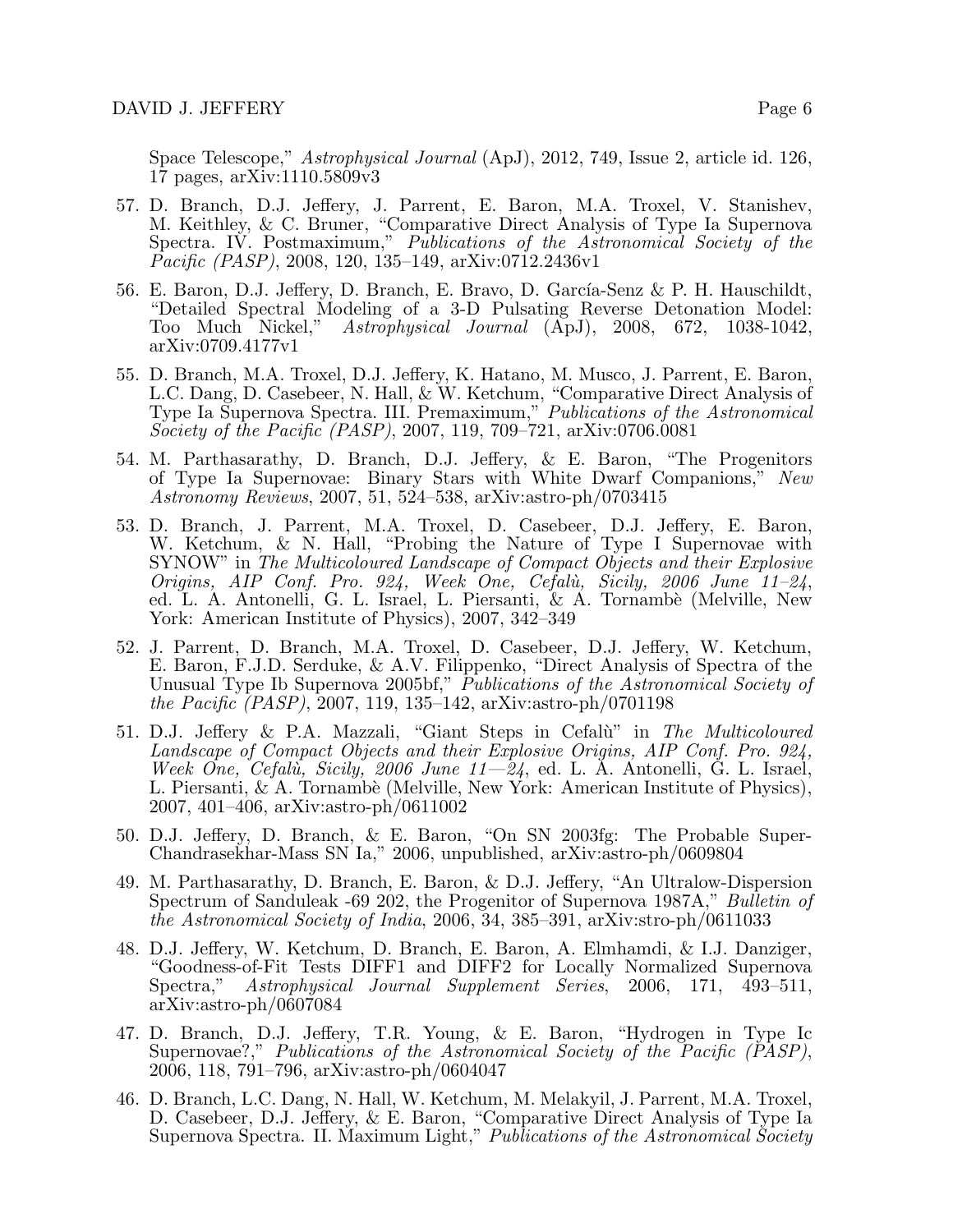Space Telescope," *Astrophysical Journal* (ApJ), 2012, 749, Issue 2, article id. 126, 17 pages, arXiv:1110.5809v3

57. D. Branch, D.J. Jeffery, J. Parrent, E. Baron, M.A. Troxel, V. Stanishev, M. Keithley, & C. Bruner, "Comparative Direct Analysis of Type Ia Supernova Spectra. IV. Postmaximum," *Publications of the Astronomical Society of the Pacific (PASP)*, 2008, 120, 135–149, arXiv:0712.2436v1

56. E. Baron, D.J. Jeffery, D. Branch, E. Bravo, D. García-Senz & P. H. Hauschildt, "Detailed Spectral Modeling of a 3-D Pulsating Reverse Detonation Model: Too Much Nickel," *Astrophysical Journal* (ApJ), 2008, 672, 1038-1042, arXiv:0709.4177v1

55. D. Branch, M.A. Troxel, D.J. Jeffery, K. Hatano, M. Musco, J. Parrent, E. Baron, L.C. Dang, D. Casebeer, N. Hall, & W. Ketchum, "Comparative Direct Analysis of Type Ia Supernova Spectra. III. Premaximum," *Publications of the Astronomical Society of the Pacific (PASP)*, 2007, 119, 709–721, arXiv:0706.0081

54. M. Parthasarathy, D. Branch, D.J. Jeffery, & E. Baron, "The Progenitors of Type Ia Supernovae: Binary Stars with White Dwarf Companions," *New Astronomy Reviews*, 2007, 51, 524–538, arXiv:astro-ph/0703415

53. D. Branch, J. Parrent, M.A. Troxel, D. Casebeer, D.J. Jeffery, E. Baron, W. Ketchum, & N. Hall, "Probing the Nature of Type I Supernovae with SYNOW" in *The Multicoloured Landscape of Compact Objects and their Explosive Origins, AIP Conf. Pro. 924, Week One, Cefalù, Sicily, 2006 June 11–24*, ed. L. A. Antonelli, G. L. Israel, L. Piersanti, & A. Tornambè (Melville, New York: American Institute of Physics), 2007, 342–349

52. J. Parrent, D. Branch, M.A. Troxel, D. Casebeer, D.J. Jeffery, W. Ketchum, E. Baron, F.J.D. Serduke, & A.V. Filippenko, "Direct Analysis of Spectra of the Unusual Type Ib Supernova 2005bf," *Publications of the Astronomical Society of the Pacific (PASP)*, 2007, 119, 135–142, arXiv:astro-ph/0701198

51. D.J. Jeffery & P.A. Mazzali, "Giant Steps in Cefalù" in *The Multicoloured Landscape of Compact Objects and their Explosive Origins, AIP Conf. Pro. 924, Week One, Cefalù, Sicily, 2006 June 11—24*, ed. L. A. Antonelli, G. L. Israel, L. Piersanti, & A. Tornambè (Melville, New York: American Institute of Physics), 2007, 401–406, arXiv:astro-ph/0611002

50. D.J. Jeffery, D. Branch, & E. Baron, "On SN 2003fg: The Probable Super-Chandrasekhar-Mass SN Ia," 2006, unpublished, arXiv:astro-ph/0609804

49. M. Parthasarathy, D. Branch, E. Baron, & D.J. Jeffery, "An Ultralow-Dispersion Spectrum of Sanduleak -69 202, the Progenitor of Supernova 1987A," *Bulletin of the Astronomical Society of India*, 2006, 34, 385–391, arXiv:stro-ph/0611033

48. D.J. Jeffery, W. Ketchum, D. Branch, E. Baron, A. Elmhamdi, & I.J. Danziger, "Goodness-of-Fit Tests DIFF1 and DIFF2 for Locally Normalized Supernova Spectra," *Astrophysical Journal Supplement Series*, 2006, 171, 493–511, arXiv:astro-ph/0607084

47. D. Branch, D.J. Jeffery, T.R. Young, & E. Baron, "Hydrogen in Type Ic Supernovae?," *Publications of the Astronomical Society of the Pacific (PASP)*, 2006, 118, 791–796, arXiv:astro-ph/0604047

46. D. Branch, L.C. Dang, N. Hall, W. Ketchum, M. Melakyil, J. Parrent, M.A. Troxel, D. Casebeer, D.J. Jeffery, & E. Baron, "Comparative Direct Analysis of Type Ia Supernova Spectra. II. Maximum Light," *Publications of the Astronomical Society*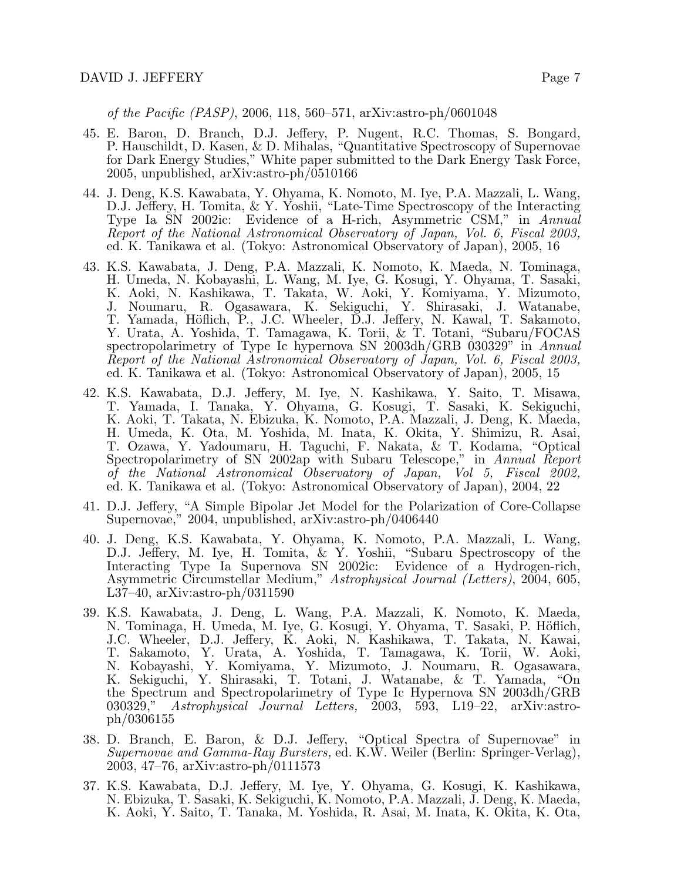*of the Pacific (PASP)*, 2006, 118, 560–571, arXiv:astro-ph/0601048

45. E. Baron, D. Branch, D.J. Jeffery, P. Nugent, R.C. Thomas, S. Bongard, P. Hauschildt, D. Kasen, & D. Mihalas, "Quantitative Spectroscopy of Supernovae for Dark Energy Studies," White paper submitted to the Dark Energy Task Force, 2005, unpublished, arXiv:astro-ph/0510166

44. J. Deng, K.S. Kawabata, Y. Ohyama, K. Nomoto, M. Iye, P.A. Mazzali, L. Wang, D.J. Jeffery, H. Tomita, & Y. Yoshii, "Late-Time Spectroscopy of the Interacting Type Ia SN 2002ic: Evidence of a H-rich, Asymmetric CSM," in *Annual Report of the National Astronomical Observatory of Japan, Vol. 6, Fiscal 2003,* ed. K. Tanikawa et al. (Tokyo: Astronomical Observatory of Japan), 2005, 16

43. K.S. Kawabata, J. Deng, P.A. Mazzali, K. Nomoto, K. Maeda, N. Tominaga, H. Umeda, N. Kobayashi, L. Wang, M. Iye, G. Kosugi, Y. Ohyama, T. Sasaki, K. Aoki, N. Kashikawa, T. Takata, W. Aoki, Y. Komiyama, Y. Mizumoto, J. Noumaru, R. Ogasawara, K. Sekiguchi, Y. Shirasaki, J. Watanabe, T. Yamada, Höflich, P., J.C. Wheeler, D.J. Jeffery, N. Kawal, T. Sakamoto, Y. Urata, A. Yoshida, T. Tamagawa, K. Torii, & T. Totani, "Subaru/FOCAS spectropolarimetry of Type Ic hypernova SN 2003dh/GRB 030329" in *Annual Report of the National Astronomical Observatory of Japan, Vol. 6, Fiscal 2003,* ed. K. Tanikawa et al. (Tokyo: Astronomical Observatory of Japan), 2005, 15

42. K.S. Kawabata, D.J. Jeffery, M. Iye, N. Kashikawa, Y. Saito, T. Misawa, T. Yamada, I. Tanaka, Y. Ohyama, G. Kosugi, T. Sasaki, K. Sekiguchi, K. Aoki, T. Takata, N. Ebizuka, K. Nomoto, P.A. Mazzali, J. Deng, K. Maeda, H. Umeda, K. Ota, M. Yoshida, M. Inata, K. Okita, Y. Shimizu, R. Asai, T. Ozawa, Y. Yadoumaru, H. Taguchi, F. Nakata, & T. Kodama, "Optical Spectropolarimetry of SN 2002ap with Subaru Telescope," in *Annual Report of the National Astronomical Observatory of Japan, Vol 5, Fiscal 2002,* ed. K. Tanikawa et al. (Tokyo: Astronomical Observatory of Japan), 2004, 22

41. D.J. Jeffery, "A Simple Bipolar Jet Model for the Polarization of Core-Collapse Supernovae," 2004, unpublished, arXiv:astro-ph/0406440

40. J. Deng, K.S. Kawabata, Y. Ohyama, K. Nomoto, P.A. Mazzali, L. Wang, D.J. Jeffery, M. Iye, H. Tomita, & Y. Yoshii, "Subaru Spectroscopy of the Interacting Type Ia Supernova SN 2002ic: Evidence of a Hydrogen-rich, Asymmetric Circumstellar Medium," *Astrophysical Journal (Letters)*, 2004, 605, L37–40, arXiv:astro-ph/0311590

39. K.S. Kawabata, J. Deng, L. Wang, P.A. Mazzali, K. Nomoto, K. Maeda, N. Tominaga, H. Umeda, M. Iye, G. Kosugi, Y. Ohyama, T. Sasaki, P. Höflich, J.C. Wheeler, D.J. Jeffery, K. Aoki, N. Kashikawa, T. Takata, N. Kawai, T. Sakamoto, Y. Urata, A. Yoshida, T. Tamagawa, K. Torii, W. Aoki, N. Kobayashi, Y. Komiyama, Y. Mizumoto, J. Noumaru, R. Ogasawara, K. Sekiguchi, Y. Shirasaki, T. Totani, J. Watanabe, & T. Yamada, "On the Spectrum and Spectropolarimetry of Type Ic Hypernova SN 2003dh/GRB 030329," *Astrophysical Journal Letters,* 2003, 593, L19–22, arXiv:astro-ph/0306155

38. D. Branch, E. Baron, & D.J. Jeffery, "Optical Spectra of Supernovae" in *Supernovae and Gamma-Ray Bursters,* ed. K.W. Weiler (Berlin: Springer-Verlag), 2003, 47–76, arXiv:astro-ph/0111573

37. K.S. Kawabata, D.J. Jeffery, M. Iye, Y. Ohyama, G. Kosugi, K. Kashikawa, N. Ebizuka, T. Sasaki, K. Sekiguchi, K. Nomoto, P.A. Mazzali, J. Deng, K. Maeda, K. Aoki, Y. Saito, T. Tanaka, M. Yoshida, R. Asai, M. Inata, K. Okita, K. Ota,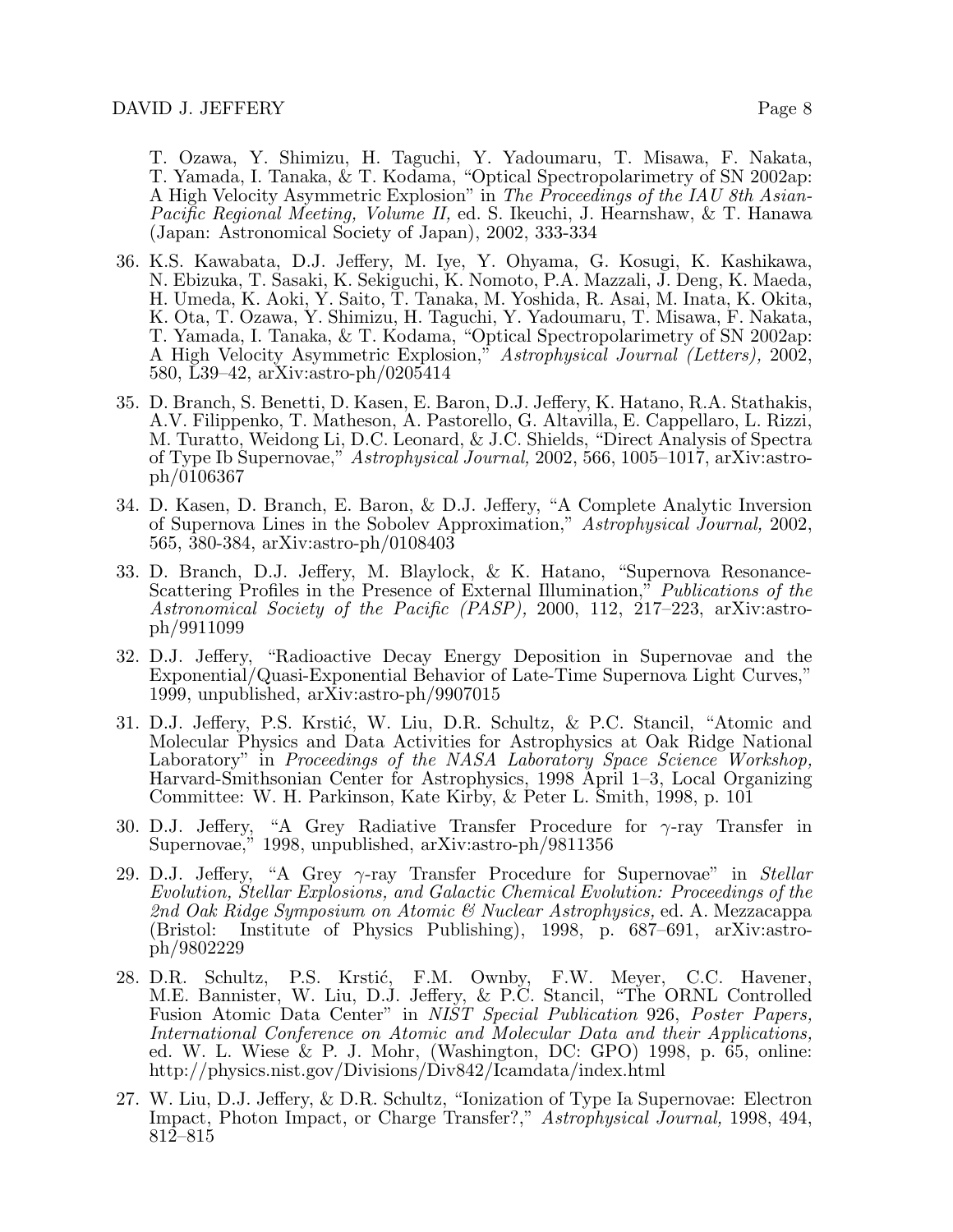T. Ozawa, Y. Shimizu, H. Taguchi, Y. Yadoumaru, T. Misawa, F. Nakata, T. Yamada, I. Tanaka, & T. Kodama, "Optical Spectropolarimetry of SN 2002ap: A High Velocity Asymmetric Explosion" in *The Proceedings of the IAU 8th Asian-Pacific Regional Meeting, Volume II,* ed. S. Ikeuchi, J. Hearnshaw, & T. Hanawa (Japan: Astronomical Society of Japan), 2002, 333-334

36. K.S. Kawabata, D.J. Jeffery, M. Iye, Y. Ohyama, G. Kosugi, K. Kashikawa, N. Ebizuka, T. Sasaki, K. Sekiguchi, K. Nomoto, P.A. Mazzali, J. Deng, K. Maeda, H. Umeda, K. Aoki, Y. Saito, T. Tanaka, M. Yoshida, R. Asai, M. Inata, K. Okita, K. Ota, T. Ozawa, Y. Shimizu, H. Taguchi, Y. Yadoumaru, T. Misawa, F. Nakata, T. Yamada, I. Tanaka, & T. Kodama, "Optical Spectropolarimetry of SN 2002ap: A High Velocity Asymmetric Explosion," *Astrophysical Journal (Letters),* 2002, 580, L39–42, arXiv:astro-ph/0205414

35. D. Branch, S. Benetti, D. Kasen, E. Baron, D.J. Jeffery, K. Hatano, R.A. Stathakis, A.V. Filippenko, T. Matheson, A. Pastorello, G. Altavilla, E. Cappellaro, L. Rizzi, M. Turatto, Weidong Li, D.C. Leonard, & J.C. Shields, "Direct Analysis of Spectra of Type Ib Supernovae," *Astrophysical Journal,* 2002, 566, 1005–1017, arXiv:astro-ph/0106367

34. D. Kasen, D. Branch, E. Baron, & D.J. Jeffery, "A Complete Analytic Inversion of Supernova Lines in the Sobolev Approximation," *Astrophysical Journal,* 2002, 565, 380-384, arXiv:astro-ph/0108403

33. D. Branch, D.J. Jeffery, M. Blaylock, & K. Hatano, "Supernova Resonance-Scattering Profiles in the Presence of External Illumination," *Publications of the Astronomical Society of the Pacific (PASP),* 2000, 112, 217–223, arXiv:astro-ph/9911099

32. D.J. Jeffery, "Radioactive Decay Energy Deposition in Supernovae and the Exponential/Quasi-Exponential Behavior of Late-Time Supernova Light Curves," 1999, unpublished, arXiv:astro-ph/9907015

31. D.J. Jeffery, P.S. Krstić, W. Liu, D.R. Schultz, & P.C. Stancil, "Atomic and Molecular Physics and Data Activities for Astrophysics at Oak Ridge National Laboratory" in *Proceedings of the NASA Laboratory Space Science Workshop,* Harvard-Smithsonian Center for Astrophysics, 1998 April 1–3, Local Organizing Committee: W. H. Parkinson, Kate Kirby, & Peter L. Smith, 1998, p. 101

30. D.J. Jeffery, "A Grey Radiative Transfer Procedure for $\gamma$-ray Transfer in Supernovae," 1998, unpublished, arXiv:astro-ph/9811356

29. D.J. Jeffery, "A Grey $\gamma$-ray Transfer Procedure for Supernovae" in *Stellar Evolution, Stellar Explosions, and Galactic Chemical Evolution: Proceedings of the 2nd Oak Ridge Symposium on Atomic & Nuclear Astrophysics,* ed. A. Mezzacappa (Bristol: Institute of Physics Publishing), 1998, p. 687–691, arXiv:astro-ph/9802229

28. D.R. Schultz, P.S. Krstić, F.M. Ownby, F.W. Meyer, C.C. Havener, M.E. Bannister, W. Liu, D.J. Jeffery, & P.C. Stancil, "The ORNL Controlled Fusion Atomic Data Center" in *NIST Special Publication* 926, *Poster Papers, International Conference on Atomic and Molecular Data and their Applications,* ed. W. L. Wiese & P. J. Mohr, (Washington, DC: GPO) 1998, p. 65, online: http://physics.nist.gov/Divisions/Div842/Icamdata/index.html

27. W. Liu, D.J. Jeffery, & D.R. Schultz, "Ionization of Type Ia Supernovae: Electron Impact, Photon Impact, or Charge Transfer?," *Astrophysical Journal,* 1998, 494, 812–815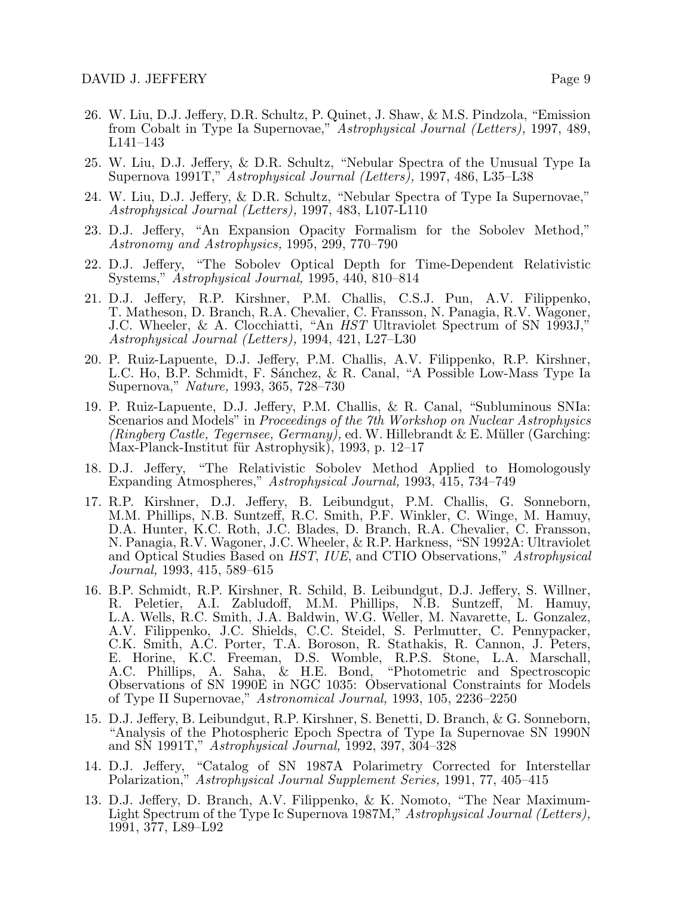26. W. Liu, D.J. Jeffery, D.R. Schultz, P. Quinet, J. Shaw, & M.S. Pindzola, "Emission from Cobalt in Type Ia Supernovae," *Astrophysical Journal (Letters),* 1997, 489, L141–143

25. W. Liu, D.J. Jeffery, & D.R. Schultz, "Nebular Spectra of the Unusual Type Ia Supernova 1991T," *Astrophysical Journal (Letters),* 1997, 486, L35–L38

24. W. Liu, D.J. Jeffery, & D.R. Schultz, "Nebular Spectra of Type Ia Supernovae," *Astrophysical Journal (Letters),* 1997, 483, L107-L110

23. D.J. Jeffery, "An Expansion Opacity Formalism for the Sobolev Method," *Astronomy and Astrophysics,* 1995, 299, 770–790

22. D.J. Jeffery, "The Sobolev Optical Depth for Time-Dependent Relativistic Systems," *Astrophysical Journal,* 1995, 440, 810–814

21. D.J. Jeffery, R.P. Kirshner, P.M. Challis, C.S.J. Pun, A.V. Filippenko, T. Matheson, D. Branch, R.A. Chevalier, C. Fransson, N. Panagia, R.V. Wagoner, J.C. Wheeler, & A. Clocchiatti, "An *HST* Ultraviolet Spectrum of SN 1993J," *Astrophysical Journal (Letters),* 1994, 421, L27–L30

20. P. Ruiz-Lapuente, D.J. Jeffery, P.M. Challis, A.V. Filippenko, R.P. Kirshner, L.C. Ho, B.P. Schmidt, F. Sánchez, & R. Canal, "A Possible Low-Mass Type Ia Supernova," *Nature,* 1993, 365, 728–730

19. P. Ruiz-Lapuente, D.J. Jeffery, P.M. Challis, & R. Canal, "Subluminous SNIa: Scenarios and Models" in *Proceedings of the 7th Workshop on Nuclear Astrophysics (Ringberg Castle, Tegernsee, Germany),* ed. W. Hillebrandt & E. Müller (Garching: Max-Planck-Institut für Astrophysik), 1993, p. 12–17

18. D.J. Jeffery, "The Relativistic Sobolev Method Applied to Homologously Expanding Atmospheres," *Astrophysical Journal,* 1993, 415, 734–749

17. R.P. Kirshner, D.J. Jeffery, B. Leibundgut, P.M. Challis, G. Sonneborn, M.M. Phillips, N.B. Suntzeff, R.C. Smith, P.F. Winkler, C. Winge, M. Hamuy, D.A. Hunter, K.C. Roth, J.C. Blades, D. Branch, R.A. Chevalier, C. Fransson, N. Panagia, R.V. Wagoner, J.C. Wheeler, & R.P. Harkness, "SN 1992A: Ultraviolet and Optical Studies Based on *HST*, *IUE*, and CTIO Observations," *Astrophysical Journal,* 1993, 415, 589–615

16. B.P. Schmidt, R.P. Kirshner, R. Schild, B. Leibundgut, D.J. Jeffery, S. Willner, R. Peletier, A.I. Zabludoff, M.M. Phillips, N.B. Suntzeff, M. Hamuy, L.A. Wells, R.C. Smith, J.A. Baldwin, W.G. Weller, M. Navarette, L. Gonzalez, A.V. Filippenko, J.C. Shields, C.C. Steidel, S. Perlmutter, C. Pennypacker, C.K. Smith, A.C. Porter, T.A. Boroson, R. Stathakis, R. Cannon, J. Peters, E. Horine, K.C. Freeman, D.S. Womble, R.P.S. Stone, L.A. Marschall, A.C. Phillips, A. Saha, & H.E. Bond, "Photometric and Spectroscopic Observations of SN 1990E in NGC 1035: Observational Constraints for Models of Type II Supernovae," *Astronomical Journal,* 1993, 105, 2236–2250

15. D.J. Jeffery, B. Leibundgut, R.P. Kirshner, S. Benetti, D. Branch, & G. Sonneborn, "Analysis of the Photospheric Epoch Spectra of Type Ia Supernovae SN 1990N and SN 1991T," *Astrophysical Journal,* 1992, 397, 304–328

14. D.J. Jeffery, "Catalog of SN 1987A Polarimetry Corrected for Interstellar Polarization," *Astrophysical Journal Supplement Series,* 1991, 77, 405–415

13. D.J. Jeffery, D. Branch, A.V. Filippenko, & K. Nomoto, "The Near Maximum-Light Spectrum of the Type Ic Supernova 1987M," *Astrophysical Journal (Letters),* 1991, 377, L89–L92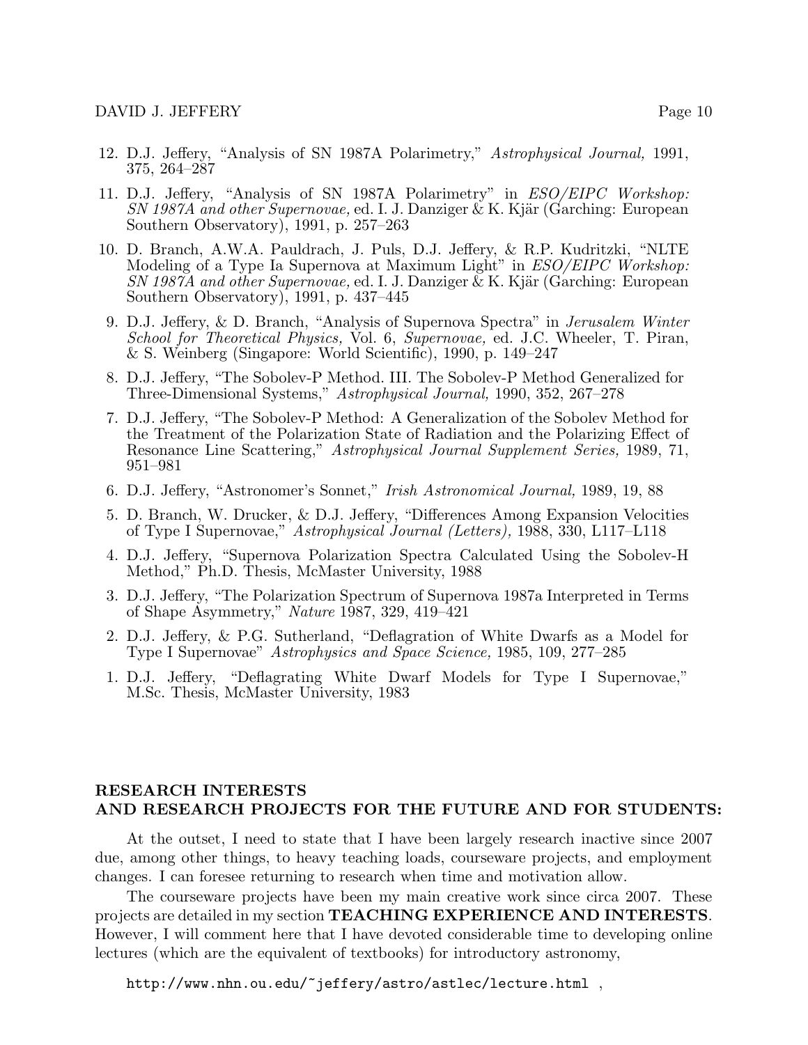12. D.J. Jeffery, "Analysis of SN 1987A Polarimetry," *Astrophysical Journal,* 1991, 375, 264–287

11. D.J. Jeffery, "Analysis of SN 1987A Polarimetry" in *ESO/EIPC Workshop: SN 1987A and other Supernovae,* ed. I. J. Danziger & K. Kjär (Garching: European Southern Observatory), 1991, p. 257–263

10. D. Branch, A.W.A. Pauldrach, J. Puls, D.J. Jeffery, & R.P. Kudritzki, "NLTE Modeling of a Type Ia Supernova at Maximum Light" in *ESO/EIPC Workshop: SN 1987A and other Supernovae,* ed. I. J. Danziger & K. Kjär (Garching: European Southern Observatory), 1991, p. 437–445

9. D.J. Jeffery, & D. Branch, "Analysis of Supernova Spectra" in *Jerusalem Winter School for Theoretical Physics,* Vol. 6, *Supernovae,* ed. J.C. Wheeler, T. Piran, & S. Weinberg (Singapore: World Scientific), 1990, p. 149–247

8. D.J. Jeffery, "The Sobolev-P Method. III. The Sobolev-P Method Generalized for Three-Dimensional Systems," *Astrophysical Journal,* 1990, 352, 267–278

7. D.J. Jeffery, "The Sobolev-P Method: A Generalization of the Sobolev Method for the Treatment of the Polarization State of Radiation and the Polarizing Effect of Resonance Line Scattering," *Astrophysical Journal Supplement Series,* 1989, 71, 951–981

6. D.J. Jeffery, "Astronomer's Sonnet," *Irish Astronomical Journal,* 1989, 19, 88

5. D. Branch, W. Drucker, & D.J. Jeffery, "Differences Among Expansion Velocities of Type I Supernovae," *Astrophysical Journal (Letters),* 1988, 330, L117–L118

4. D.J. Jeffery, "Supernova Polarization Spectra Calculated Using the Sobolev-H Method," Ph.D. Thesis, McMaster University, 1988

3. D.J. Jeffery, "The Polarization Spectrum of Supernova 1987a Interpreted in Terms of Shape Asymmetry," *Nature* 1987, 329, 419–421

2. D.J. Jeffery, & P.G. Sutherland, "Deflagration of White Dwarfs as a Model for Type I Supernovae" *Astrophysics and Space Science,* 1985, 109, 277–285

1. D.J. Jeffery, "Deflagrating White Dwarf Models for Type I Supernovae," M.Sc. Thesis, McMaster University, 1983

## RESEARCH INTERESTS AND RESEARCH PROJECTS FOR THE FUTURE AND FOR STUDENTS:

At the outset, I need to state that I have been largely research inactive since 2007 due, among other things, to heavy teaching loads, courseware projects, and employment changes. I can foresee returning to research when time and motivation allow.

The courseware projects have been my main creative work since circa 2007. These projects are detailed in my section **TEACHING EXPERIENCE AND INTERESTS**. However, I will comment here that I have devoted considerable time to developing online lectures (which are the equivalent of textbooks) for introductory astronomy,

`http://www.nhn.ou.edu/~jeffery/astro/astlec/lecture.html` ,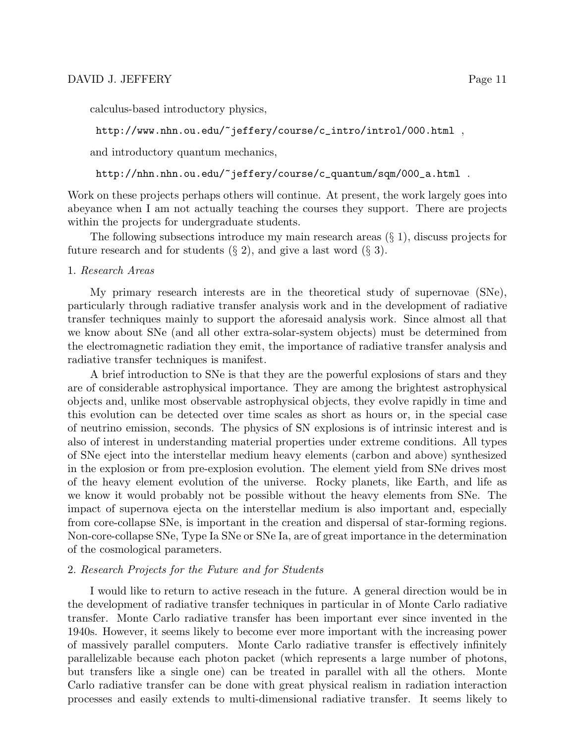calculus-based introductory physics,

```
http://www.nhn.ou.edu/~jeffery/course/c_intro/introl/000.html ,
```

and introductory quantum mechanics,

```
http://nhn.nhn.ou.edu/~jeffery/course/c_quantum/sqm/000_a.html .
```

Work on these projects perhaps others will continue. At present, the work largely goes into abeyance when I am not actually teaching the courses they support. There are projects within the projects for undergraduate students.

The following subsections introduce my main research areas (§ 1), discuss projects for future research and for students (§ 2), and give a last word (§ 3).

1. *Research Areas*

My primary research interests are in the theoretical study of supernovae (SNe), particularly through radiative transfer analysis work and in the development of radiative transfer techniques mainly to support the aforesaid analysis work. Since almost all that we know about SNe (and all other extra-solar-system objects) must be determined from the electromagnetic radiation they emit, the importance of radiative transfer analysis and radiative transfer techniques is manifest.

A brief introduction to SNe is that they are the powerful explosions of stars and they are of considerable astrophysical importance. They are among the brightest astrophysical objects and, unlike most observable astrophysical objects, they evolve rapidly in time and this evolution can be detected over time scales as short as hours or, in the special case of neutrino emission, seconds. The physics of SN explosions is of intrinsic interest and is also of interest in understanding material properties under extreme conditions. All types of SNe eject into the interstellar medium heavy elements (carbon and above) synthesized in the explosion or from pre-explosion evolution. The element yield from SNe drives most of the heavy element evolution of the universe. Rocky planets, like Earth, and life as we know it would probably not be possible without the heavy elements from SNe. The impact of supernova ejecta on the interstellar medium is also important and, especially from core-collapse SNe, is important in the creation and dispersal of star-forming regions. Non-core-collapse SNe, Type Ia SNe or SNe Ia, are of great importance in the determination of the cosmological parameters.

2. *Research Projects for the Future and for Students*

I would like to return to active reseach in the future. A general direction would be in the development of radiative transfer techniques in particular in of Monte Carlo radiative transfer. Monte Carlo radiative transfer has been important ever since invented in the 1940s. However, it seems likely to become ever more important with the increasing power of massively parallel computers. Monte Carlo radiative transfer is effectively infinitely parallelizable because each photon packet (which represents a large number of photons, but transfers like a single one) can be treated in parallel with all the others. Monte Carlo radiative transfer can be done with great physical realism in radiation interaction processes and easily extends to multi-dimensional radiative transfer. It seems likely to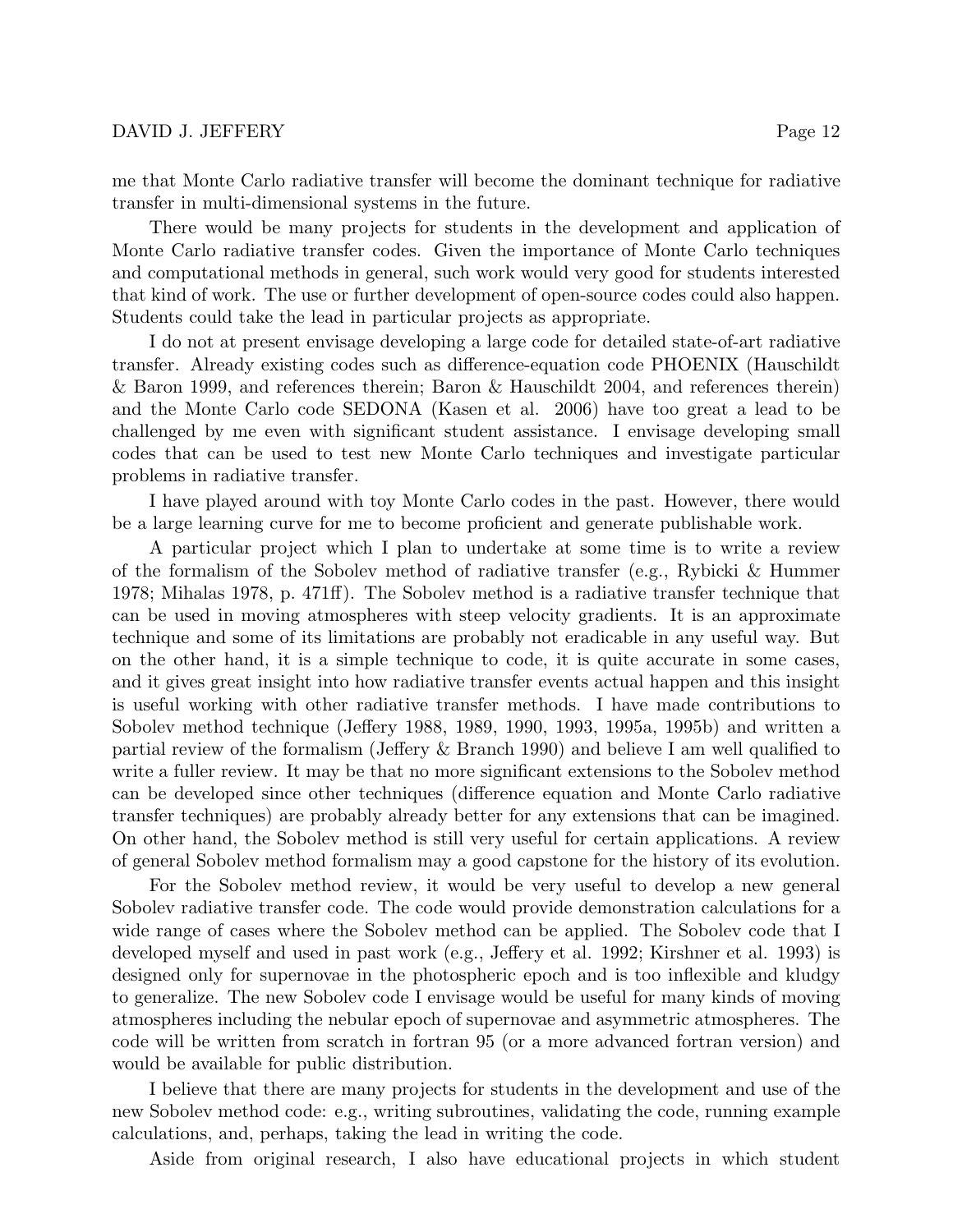me that Monte Carlo radiative transfer will become the dominant technique for radiative transfer in multi-dimensional systems in the future.

There would be many projects for students in the development and application of Monte Carlo radiative transfer codes. Given the importance of Monte Carlo techniques and computational methods in general, such work would very good for students interested that kind of work. The use or further development of open-source codes could also happen. Students could take the lead in particular projects as appropriate.

I do not at present envisage developing a large code for detailed state-of-art radiative transfer. Already existing codes such as difference-equation code PHOENIX (Hauschildt & Baron 1999, and references therein; Baron & Hauschildt 2004, and references therein) and the Monte Carlo code SEDONA (Kasen et al. 2006) have too great a lead to be challenged by me even with significant student assistance. I envisage developing small codes that can be used to test new Monte Carlo techniques and investigate particular problems in radiative transfer.

I have played around with toy Monte Carlo codes in the past. However, there would be a large learning curve for me to become proficient and generate publishable work.

A particular project which I plan to undertake at some time is to write a review of the formalism of the Sobolev method of radiative transfer (e.g., Rybicki & Hummer 1978; Mihalas 1978, p. 471ff). The Sobolev method is a radiative transfer technique that can be used in moving atmospheres with steep velocity gradients. It is an approximate technique and some of its limitations are probably not eradicable in any useful way. But on the other hand, it is a simple technique to code, it is quite accurate in some cases, and it gives great insight into how radiative transfer events actual happen and this insight is useful working with other radiative transfer methods. I have made contributions to Sobolev method technique (Jeffery 1988, 1989, 1990, 1993, 1995a, 1995b) and written a partial review of the formalism (Jeffery & Branch 1990) and believe I am well qualified to write a fuller review. It may be that no more significant extensions to the Sobolev method can be developed since other techniques (difference equation and Monte Carlo radiative transfer techniques) are probably already better for any extensions that can be imagined. On other hand, the Sobolev method is still very useful for certain applications. A review of general Sobolev method formalism may a good capstone for the history of its evolution.

For the Sobolev method review, it would be very useful to develop a new general Sobolev radiative transfer code. The code would provide demonstration calculations for a wide range of cases where the Sobolev method can be applied. The Sobolev code that I developed myself and used in past work (e.g., Jeffery et al. 1992; Kirshner et al. 1993) is designed only for supernovae in the photospheric epoch and is too inflexible and kludgy to generalize. The new Sobolev code I envisage would be useful for many kinds of moving atmospheres including the nebular epoch of supernovae and asymmetric atmospheres. The code will be written from scratch in fortran 95 (or a more advanced fortran version) and would be available for public distribution.

I believe that there are many projects for students in the development and use of the new Sobolev method code: e.g., writing subroutines, validating the code, running example calculations, and, perhaps, taking the lead in writing the code.

Aside from original research, I also have educational projects in which student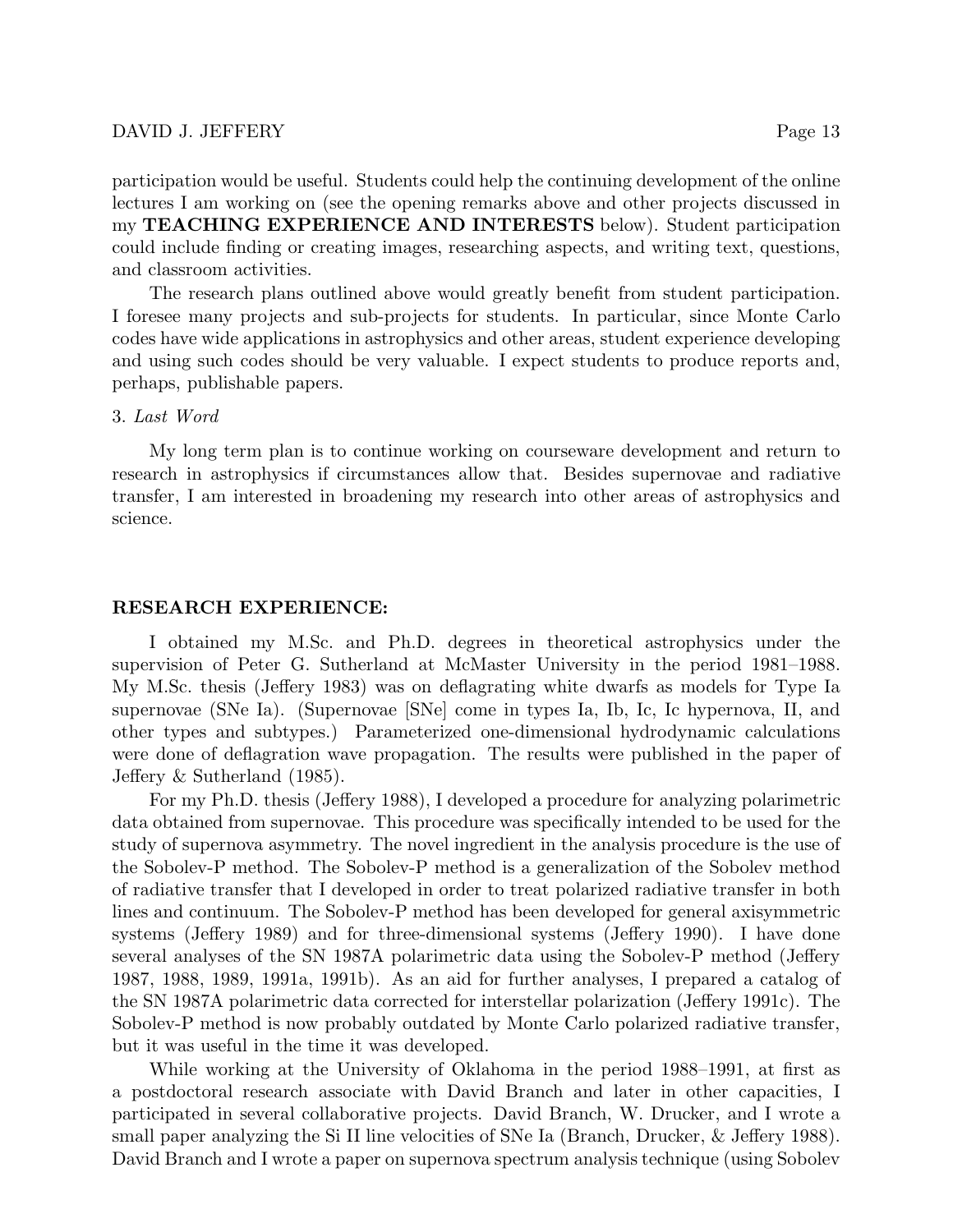participation would be useful. Students could help the continuing development of the online lectures I am working on (see the opening remarks above and other projects discussed in my **TEACHING EXPERIENCE AND INTERESTS** below). Student participation could include finding or creating images, researching aspects, and writing text, questions, and classroom activities.

The research plans outlined above would greatly benefit from student participation. I foresee many projects and sub-projects for students. In particular, since Monte Carlo codes have wide applications in astrophysics and other areas, student experience developing and using such codes should be very valuable. I expect students to produce reports and, perhaps, publishable papers.

3. *Last Word*

My long term plan is to continue working on courseware development and return to research in astrophysics if circumstances allow that. Besides supernovae and radiative transfer, I am interested in broadening my research into other areas of astrophysics and science.

## RESEARCH EXPERIENCE:

I obtained my M.Sc. and Ph.D. degrees in theoretical astrophysics under the supervision of Peter G. Sutherland at McMaster University in the period 1981–1988. My M.Sc. thesis (Jeffery 1983) was on deflagrating white dwarfs as models for Type Ia supernovae (SNe Ia). (Supernovae [SNe] come in types Ia, Ib, Ic, Ic hypernova, II, and other types and subtypes.) Parameterized one-dimensional hydrodynamic calculations were done of deflagration wave propagation. The results were published in the paper of Jeffery & Sutherland (1985).

For my Ph.D. thesis (Jeffery 1988), I developed a procedure for analyzing polarimetric data obtained from supernovae. This procedure was specifically intended to be used for the study of supernova asymmetry. The novel ingredient in the analysis procedure is the use of the Sobolev-P method. The Sobolev-P method is a generalization of the Sobolev method of radiative transfer that I developed in order to treat polarized radiative transfer in both lines and continuum. The Sobolev-P method has been developed for general axisymmetric systems (Jeffery 1989) and for three-dimensional systems (Jeffery 1990). I have done several analyses of the SN 1987A polarimetric data using the Sobolev-P method (Jeffery 1987, 1988, 1989, 1991a, 1991b). As an aid for further analyses, I prepared a catalog of the SN 1987A polarimetric data corrected for interstellar polarization (Jeffery 1991c). The Sobolev-P method is now probably outdated by Monte Carlo polarized radiative transfer, but it was useful in the time it was developed.

While working at the University of Oklahoma in the period 1988–1991, at first as a postdoctoral research associate with David Branch and later in other capacities, I participated in several collaborative projects. David Branch, W. Drucker, and I wrote a small paper analyzing the Si II line velocities of SNe Ia (Branch, Drucker, & Jeffery 1988). David Branch and I wrote a paper on supernova spectrum analysis technique (using Sobolev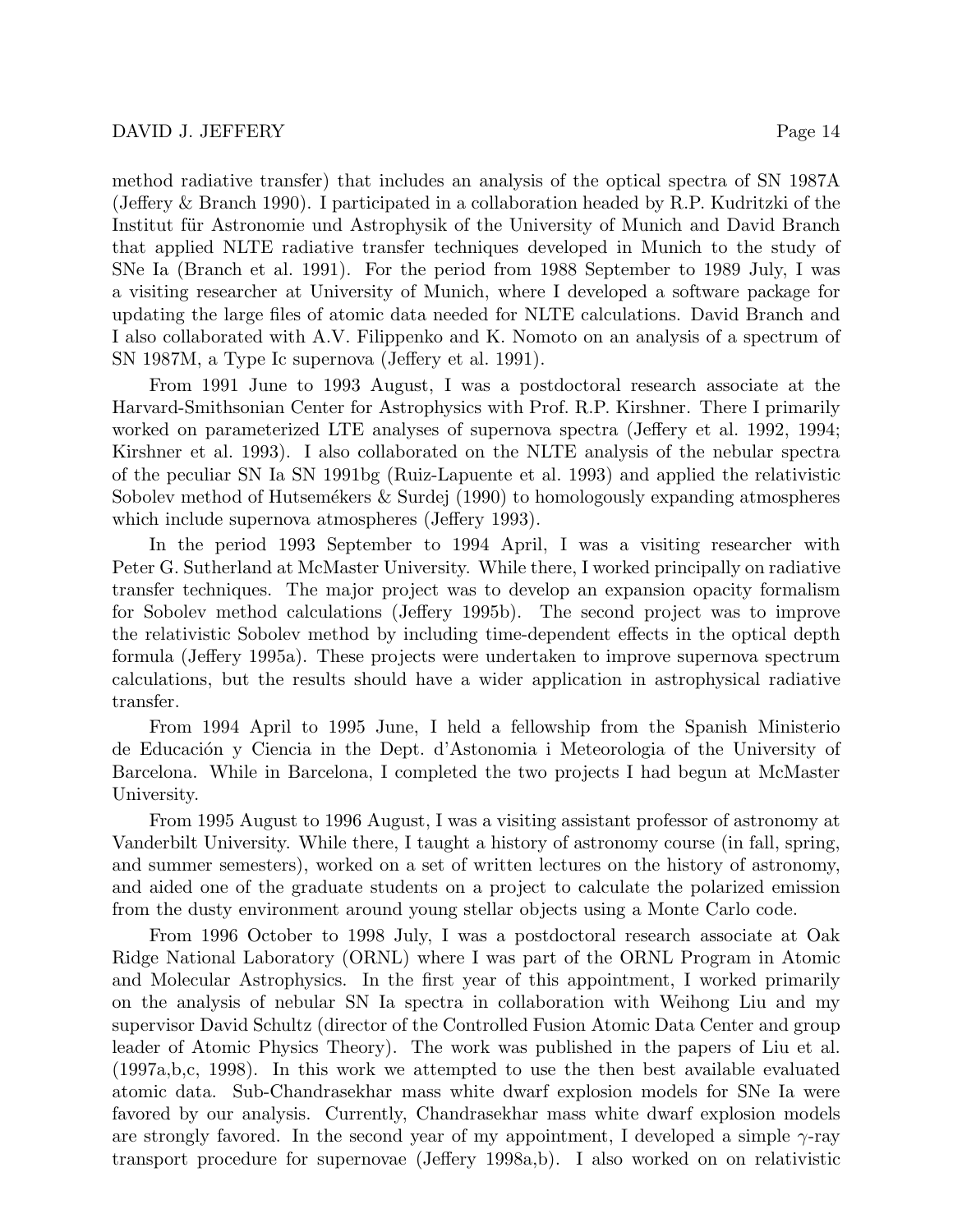method radiative transfer) that includes an analysis of the optical spectra of SN 1987A (Jeffery & Branch 1990). I participated in a collaboration headed by R.P. Kudritzki of the Institut für Astronomie und Astrophysik of the University of Munich and David Branch that applied NLTE radiative transfer techniques developed in Munich to the study of SNe Ia (Branch et al. 1991). For the period from 1988 September to 1989 July, I was a visiting researcher at University of Munich, where I developed a software package for updating the large files of atomic data needed for NLTE calculations. David Branch and I also collaborated with A.V. Filippenko and K. Nomoto on an analysis of a spectrum of SN 1987M, a Type Ic supernova (Jeffery et al. 1991).

From 1991 June to 1993 August, I was a postdoctoral research associate at the Harvard-Smithsonian Center for Astrophysics with Prof. R.P. Kirshner. There I primarily worked on parameterized LTE analyses of supernova spectra (Jeffery et al. 1992, 1994; Kirshner et al. 1993). I also collaborated on the NLTE analysis of the nebular spectra of the peculiar SN Ia SN 1991bg (Ruiz-Lapuente et al. 1993) and applied the relativistic Sobolev method of Hutsemékers & Surdej (1990) to homologously expanding atmospheres which include supernova atmospheres (Jeffery 1993).

In the period 1993 September to 1994 April, I was a visiting researcher with Peter G. Sutherland at McMaster University. While there, I worked principally on radiative transfer techniques. The major project was to develop an expansion opacity formalism for Sobolev method calculations (Jeffery 1995b). The second project was to improve the relativistic Sobolev method by including time-dependent effects in the optical depth formula (Jeffery 1995a). These projects were undertaken to improve supernova spectrum calculations, but the results should have a wider application in astrophysical radiative transfer.

From 1994 April to 1995 June, I held a fellowship from the Spanish Ministerio de Educación y Ciencia in the Dept. d'Astonomia i Meteorologia of the University of Barcelona. While in Barcelona, I completed the two projects I had begun at McMaster University.

From 1995 August to 1996 August, I was a visiting assistant professor of astronomy at Vanderbilt University. While there, I taught a history of astronomy course (in fall, spring, and summer semesters), worked on a set of written lectures on the history of astronomy, and aided one of the graduate students on a project to calculate the polarized emission from the dusty environment around young stellar objects using a Monte Carlo code.

From 1996 October to 1998 July, I was a postdoctoral research associate at Oak Ridge National Laboratory (ORNL) where I was part of the ORNL Program in Atomic and Molecular Astrophysics. In the first year of this appointment, I worked primarily on the analysis of nebular SN Ia spectra in collaboration with Weihong Liu and my supervisor David Schultz (director of the Controlled Fusion Atomic Data Center and group leader of Atomic Physics Theory). The work was published in the papers of Liu et al. (1997a,b,c, 1998). In this work we attempted to use the then best available evaluated atomic data. Sub-Chandrasekhar mass white dwarf explosion models for SNe Ia were favored by our analysis. Currently, Chandrasekhar mass white dwarf explosion models are strongly favored. In the second year of my appointment, I developed a simple $\gamma$-ray transport procedure for supernovae (Jeffery 1998a,b). I also worked on on relativistic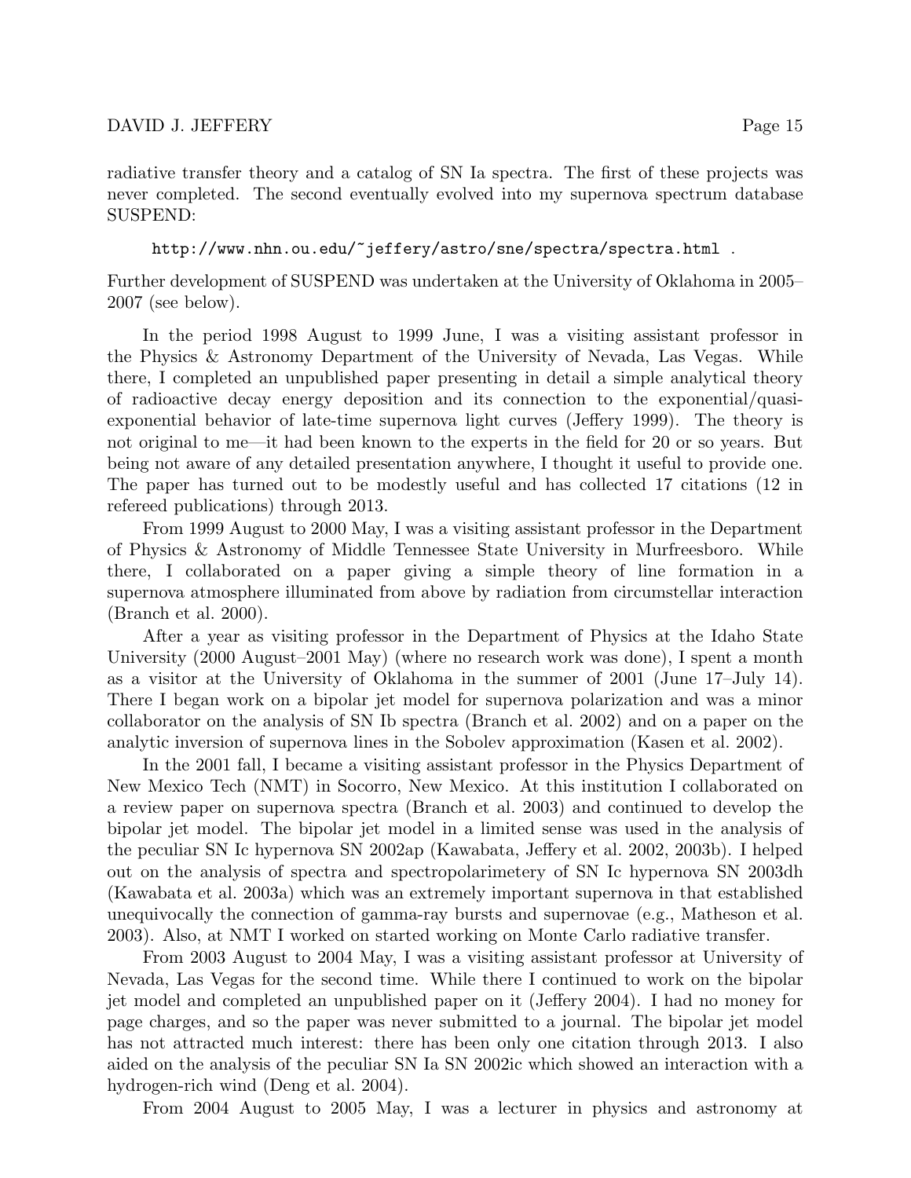radiative transfer theory and a catalog of SN Ia spectra. The first of these projects was never completed. The second eventually evolved into my supernova spectrum database SUSPEND:

http://www.nhn.ou.edu/~jeffery/astro/sne/spectra/spectra.html .

Further development of SUSPEND was undertaken at the University of Oklahoma in 2005–2007 (see below).

In the period 1998 August to 1999 June, I was a visiting assistant professor in the Physics & Astronomy Department of the University of Nevada, Las Vegas. While there, I completed an unpublished paper presenting in detail a simple analytical theory of radioactive decay energy deposition and its connection to the exponential/quasi-exponential behavior of late-time supernova light curves (Jeffery 1999). The theory is not original to me—it had been known to the experts in the field for 20 or so years. But being not aware of any detailed presentation anywhere, I thought it useful to provide one. The paper has turned out to be modestly useful and has collected 17 citations (12 in refereed publications) through 2013.

From 1999 August to 2000 May, I was a visiting assistant professor in the Department of Physics & Astronomy of Middle Tennessee State University in Murfreesboro. While there, I collaborated on a paper giving a simple theory of line formation in a supernova atmosphere illuminated from above by radiation from circumstellar interaction (Branch et al. 2000).

After a year as visiting professor in the Department of Physics at the Idaho State University (2000 August–2001 May) (where no research work was done), I spent a month as a visitor at the University of Oklahoma in the summer of 2001 (June 17–July 14). There I began work on a bipolar jet model for supernova polarization and was a minor collaborator on the analysis of SN Ib spectra (Branch et al. 2002) and on a paper on the analytic inversion of supernova lines in the Sobolev approximation (Kasen et al. 2002).

In the 2001 fall, I became a visiting assistant professor in the Physics Department of New Mexico Tech (NMT) in Socorro, New Mexico. At this institution I collaborated on a review paper on supernova spectra (Branch et al. 2003) and continued to develop the bipolar jet model. The bipolar jet model in a limited sense was used in the analysis of the peculiar SN Ic hypernova SN 2002ap (Kawabata, Jeffery et al. 2002, 2003b). I helped out on the analysis of spectra and spectropolarimetery of SN Ic hypernova SN 2003dh (Kawabata et al. 2003a) which was an extremely important supernova in that established unequivocally the connection of gamma-ray bursts and supernovae (e.g., Matheson et al. 2003). Also, at NMT I worked on started working on Monte Carlo radiative transfer.

From 2003 August to 2004 May, I was a visiting assistant professor at University of Nevada, Las Vegas for the second time. While there I continued to work on the bipolar jet model and completed an unpublished paper on it (Jeffery 2004). I had no money for page charges, and so the paper was never submitted to a journal. The bipolar jet model has not attracted much interest: there has been only one citation through 2013. I also aided on the analysis of the peculiar SN Ia SN 2002ic which showed an interaction with a hydrogen-rich wind (Deng et al. 2004).

From 2004 August to 2005 May, I was a lecturer in physics and astronomy at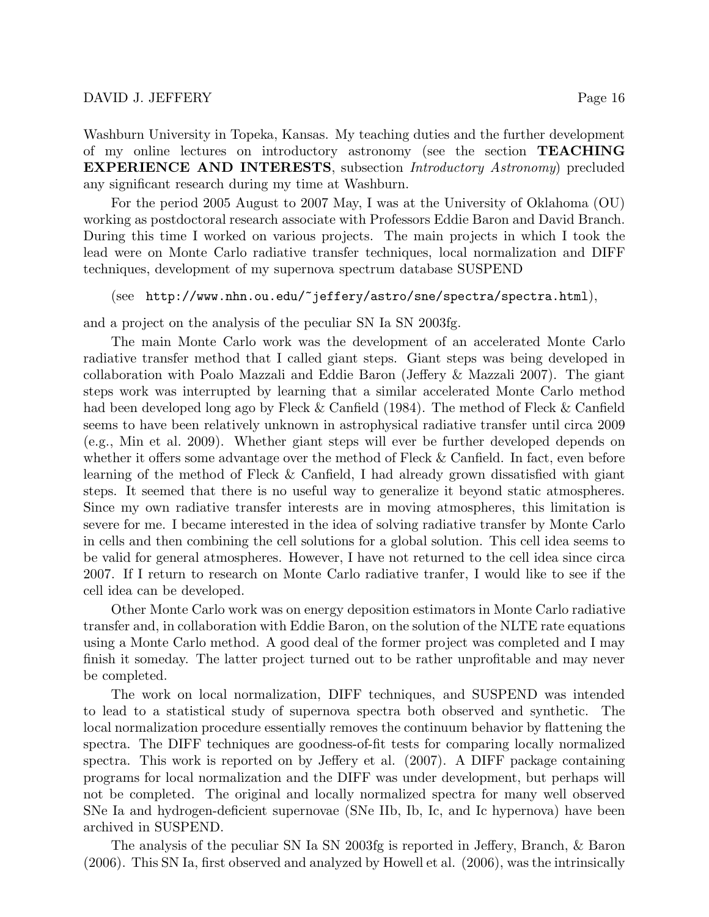Washburn University in Topeka, Kansas. My teaching duties and the further development of my online lectures on introductory astronomy (see the section **TEACHING EXPERIENCE AND INTERESTS**, subsection *Introductory Astronomy*) precluded any significant research during my time at Washburn.

For the period 2005 August to 2007 May, I was at the University of Oklahoma (OU) working as postdoctoral research associate with Professors Eddie Baron and David Branch. During this time I worked on various projects. The main projects in which I took the lead were on Monte Carlo radiative transfer techniques, local normalization and DIFF techniques, development of my supernova spectrum database SUSPEND

(see `http://www.nhn.ou.edu/~jeffery/astro/sne/spectra/spectra.html`),

and a project on the analysis of the peculiar SN Ia SN 2003fg.

The main Monte Carlo work was the development of an accelerated Monte Carlo radiative transfer method that I called giant steps. Giant steps was being developed in collaboration with Poalo Mazzali and Eddie Baron (Jeffery & Mazzali 2007). The giant steps work was interrupted by learning that a similar accelerated Monte Carlo method had been developed long ago by Fleck & Canfield (1984). The method of Fleck & Canfield seems to have been relatively unknown in astrophysical radiative transfer until circa 2009 (e.g., Min et al. 2009). Whether giant steps will ever be further developed depends on whether it offers some advantage over the method of Fleck & Canfield. In fact, even before learning of the method of Fleck & Canfield, I had already grown dissatisfied with giant steps. It seemed that there is no useful way to generalize it beyond static atmospheres. Since my own radiative transfer interests are in moving atmospheres, this limitation is severe for me. I became interested in the idea of solving radiative transfer by Monte Carlo in cells and then combining the cell solutions for a global solution. This cell idea seems to be valid for general atmospheres. However, I have not returned to the cell idea since circa 2007. If I return to research on Monte Carlo radiative tranfer, I would like to see if the cell idea can be developed.

Other Monte Carlo work was on energy deposition estimators in Monte Carlo radiative transfer and, in collaboration with Eddie Baron, on the solution of the NLTE rate equations using a Monte Carlo method. A good deal of the former project was completed and I may finish it someday. The latter project turned out to be rather unprofitable and may never be completed.

The work on local normalization, DIFF techniques, and SUSPEND was intended to lead to a statistical study of supernova spectra both observed and synthetic. The local normalization procedure essentially removes the continuum behavior by flattening the spectra. The DIFF techniques are goodness-of-fit tests for comparing locally normalized spectra. This work is reported on by Jeffery et al. (2007). A DIFF package containing programs for local normalization and the DIFF was under development, but perhaps will not be completed. The original and locally normalized spectra for many well observed SNe Ia and hydrogen-deficient supernovae (SNe IIb, Ib, Ic, and Ic hypernova) have been archived in SUSPEND.

The analysis of the peculiar SN Ia SN 2003fg is reported in Jeffery, Branch, & Baron (2006). This SN Ia, first observed and analyzed by Howell et al. (2006), was the intrinsically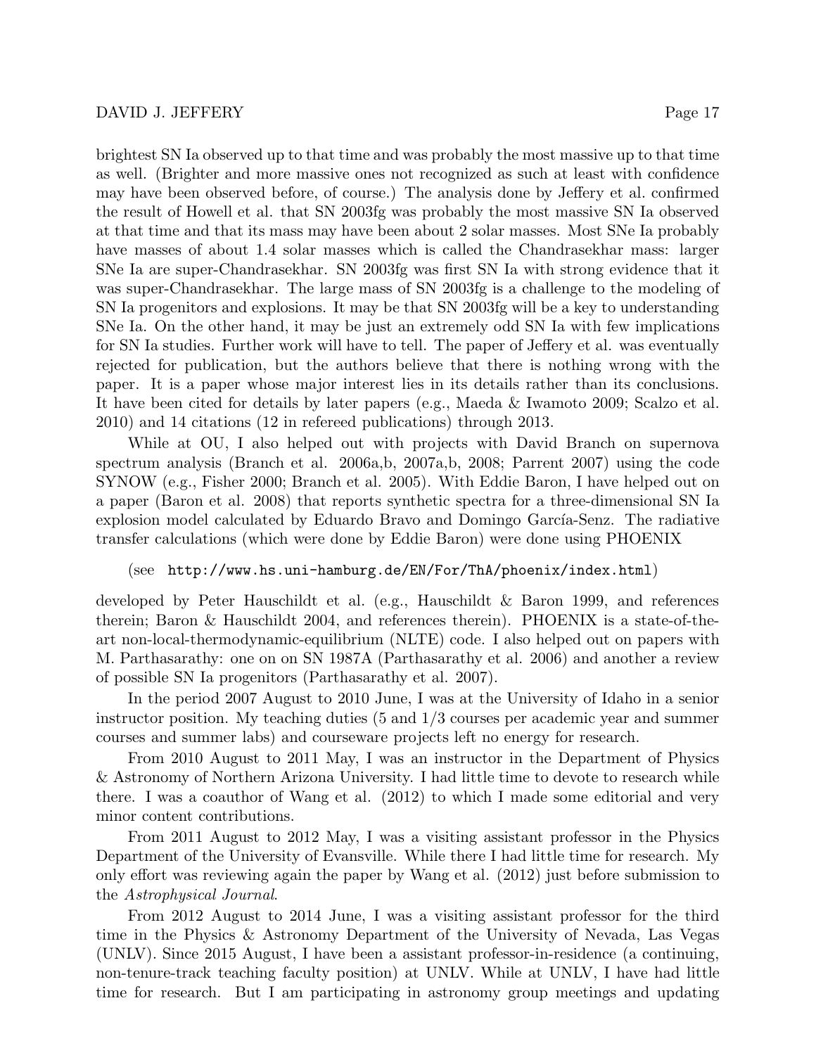brightest SN Ia observed up to that time and was probably the most massive up to that time as well. (Brighter and more massive ones not recognized as such at least with confidence may have been observed before, of course.) The analysis done by Jeffery et al. confirmed the result of Howell et al. that SN 2003fg was probably the most massive SN Ia observed at that time and that its mass may have been about 2 solar masses. Most SNe Ia probably have masses of about 1.4 solar masses which is called the Chandrasekhar mass: larger SNe Ia are super-Chandrasekhar. SN 2003fg was first SN Ia with strong evidence that it was super-Chandrasekhar. The large mass of SN 2003fg is a challenge to the modeling of SN Ia progenitors and explosions. It may be that SN 2003fg will be a key to understanding SNe Ia. On the other hand, it may be just an extremely odd SN Ia with few implications for SN Ia studies. Further work will have to tell. The paper of Jeffery et al. was eventually rejected for publication, but the authors believe that there is nothing wrong with the paper. It is a paper whose major interest lies in its details rather than its conclusions. It have been cited for details by later papers (e.g., Maeda & Iwamoto 2009; Scalzo et al. 2010) and 14 citations (12 in refereed publications) through 2013.

While at OU, I also helped out with projects with David Branch on supernova spectrum analysis (Branch et al. 2006a,b, 2007a,b, 2008; Parrent 2007) using the code SYNOW (e.g., Fisher 2000; Branch et al. 2005). With Eddie Baron, I have helped out on a paper (Baron et al. 2008) that reports synthetic spectra for a three-dimensional SN Ia explosion model calculated by Eduardo Bravo and Domingo García-Senz. The radiative transfer calculations (which were done by Eddie Baron) were done using PHOENIX

(see `http://www.hs.uni-hamburg.de/EN/For/ThA/phoenix/index.html`)

developed by Peter Hauschildt et al. (e.g., Hauschildt & Baron 1999, and references therein; Baron & Hauschildt 2004, and references therein). PHOENIX is a state-of-the-art non-local-thermodynamic-equilibrium (NLTE) code. I also helped out on papers with M. Parthasarathy: one on on SN 1987A (Parthasarathy et al. 2006) and another a review of possible SN Ia progenitors (Parthasarathy et al. 2007).

In the period 2007 August to 2010 June, I was at the University of Idaho in a senior instructor position. My teaching duties (5 and 1/3 courses per academic year and summer courses and summer labs) and courseware projects left no energy for research.

From 2010 August to 2011 May, I was an instructor in the Department of Physics & Astronomy of Northern Arizona University. I had little time to devote to research while there. I was a coauthor of Wang et al. (2012) to which I made some editorial and very minor content contributions.

From 2011 August to 2012 May, I was a visiting assistant professor in the Physics Department of the University of Evansville. While there I had little time for research. My only effort was reviewing again the paper by Wang et al. (2012) just before submission to the *Astrophysical Journal*.

From 2012 August to 2014 June, I was a visiting assistant professor for the third time in the Physics & Astronomy Department of the University of Nevada, Las Vegas (UNLV). Since 2015 August, I have been a assistant professor-in-residence (a continuing, non-tenure-track teaching faculty position) at UNLV. While at UNLV, I have had little time for research. But I am participating in astronomy group meetings and updating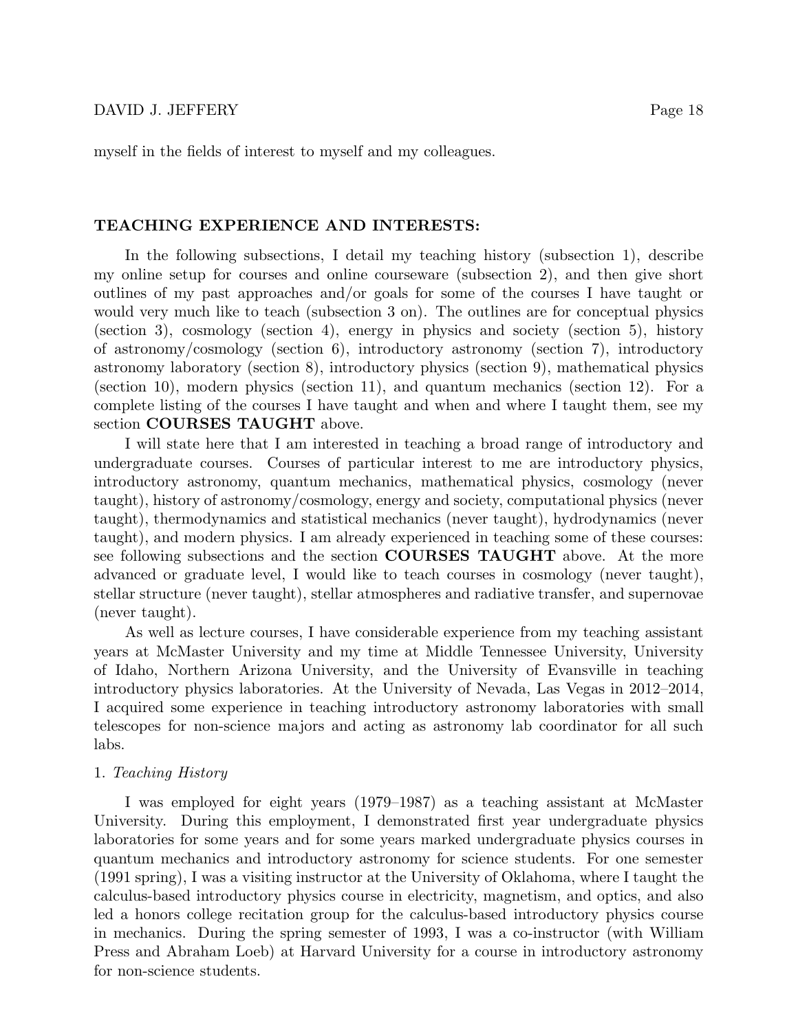myself in the fields of interest to myself and my colleagues.

## TEACHING EXPERIENCE AND INTERESTS:

In the following subsections, I detail my teaching history (subsection 1), describe my online setup for courses and online courseware (subsection 2), and then give short outlines of my past approaches and/or goals for some of the courses I have taught or would very much like to teach (subsection 3 on). The outlines are for conceptual physics (section 3), cosmology (section 4), energy in physics and society (section 5), history of astronomy/cosmology (section 6), introductory astronomy (section 7), introductory astronomy laboratory (section 8), introductory physics (section 9), mathematical physics (section 10), modern physics (section 11), and quantum mechanics (section 12). For a complete listing of the courses I have taught and when and where I taught them, see my section **COURSES TAUGHT** above.

I will state here that I am interested in teaching a broad range of introductory and undergraduate courses. Courses of particular interest to me are introductory physics, introductory astronomy, quantum mechanics, mathematical physics, cosmology (never taught), history of astronomy/cosmology, energy and society, computational physics (never taught), thermodynamics and statistical mechanics (never taught), hydrodynamics (never taught), and modern physics. I am already experienced in teaching some of these courses: see following subsections and the section **COURSES TAUGHT** above. At the more advanced or graduate level, I would like to teach courses in cosmology (never taught), stellar structure (never taught), stellar atmospheres and radiative transfer, and supernovae (never taught).

As well as lecture courses, I have considerable experience from my teaching assistant years at McMaster University and my time at Middle Tennessee University, University of Idaho, Northern Arizona University, and the University of Evansville in teaching introductory physics laboratories. At the University of Nevada, Las Vegas in 2012–2014, I acquired some experience in teaching introductory astronomy laboratories with small telescopes for non-science majors and acting as astronomy lab coordinator for all such labs.

### 1. *Teaching History*

I was employed for eight years (1979–1987) as a teaching assistant at McMaster University. During this employment, I demonstrated first year undergraduate physics laboratories for some years and for some years marked undergraduate physics courses in quantum mechanics and introductory astronomy for science students. For one semester (1991 spring), I was a visiting instructor at the University of Oklahoma, where I taught the calculus-based introductory physics course in electricity, magnetism, and optics, and also led a honors college recitation group for the calculus-based introductory physics course in mechanics. During the spring semester of 1993, I was a co-instructor (with William Press and Abraham Loeb) at Harvard University for a course in introductory astronomy for non-science students.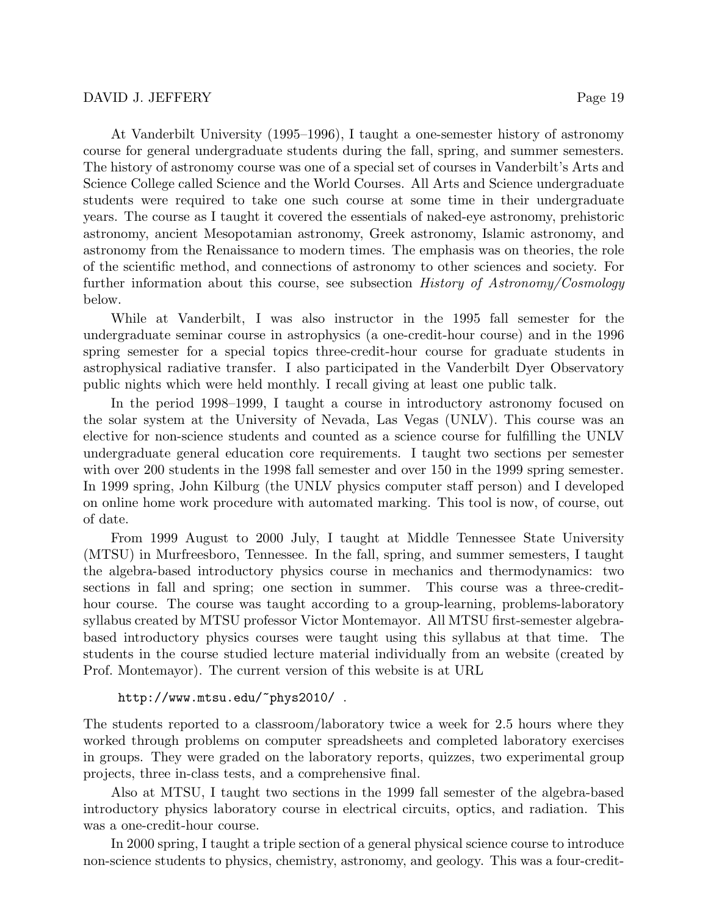At Vanderbilt University (1995–1996), I taught a one-semester history of astronomy course for general undergraduate students during the fall, spring, and summer semesters. The history of astronomy course was one of a special set of courses in Vanderbilt's Arts and Science College called Science and the World Courses. All Arts and Science undergraduate students were required to take one such course at some time in their undergraduate years. The course as I taught it covered the essentials of naked-eye astronomy, prehistoric astronomy, ancient Mesopotamian astronomy, Greek astronomy, Islamic astronomy, and astronomy from the Renaissance to modern times. The emphasis was on theories, the role of the scientific method, and connections of astronomy to other sciences and society. For further information about this course, see subsection *History of Astronomy/Cosmology* below.

While at Vanderbilt, I was also instructor in the 1995 fall semester for the undergraduate seminar course in astrophysics (a one-credit-hour course) and in the 1996 spring semester for a special topics three-credit-hour course for graduate students in astrophysical radiative transfer. I also participated in the Vanderbilt Dyer Observatory public nights which were held monthly. I recall giving at least one public talk.

In the period 1998–1999, I taught a course in introductory astronomy focused on the solar system at the University of Nevada, Las Vegas (UNLV). This course was an elective for non-science students and counted as a science course for fulfilling the UNLV undergraduate general education core requirements. I taught two sections per semester with over 200 students in the 1998 fall semester and over 150 in the 1999 spring semester. In 1999 spring, John Kilburg (the UNLV physics computer staff person) and I developed on online home work procedure with automated marking. This tool is now, of course, out of date.

From 1999 August to 2000 July, I taught at Middle Tennessee State University (MTSU) in Murfreesboro, Tennessee. In the fall, spring, and summer semesters, I taught the algebra-based introductory physics course in mechanics and thermodynamics: two sections in fall and spring; one section in summer. This course was a three-credit-hour course. The course was taught according to a group-learning, problems-laboratory syllabus created by MTSU professor Victor Montemayor. All MTSU first-semester algebra-based introductory physics courses were taught using this syllabus at that time. The students in the course studied lecture material individually from an website (created by Prof. Montemayor). The current version of this website is at URL

```
http://www.mtsu.edu/~phys2010/ .
```

The students reported to a classroom/laboratory twice a week for 2.5 hours where they worked through problems on computer spreadsheets and completed laboratory exercises in groups. They were graded on the laboratory reports, quizzes, two experimental group projects, three in-class tests, and a comprehensive final.

Also at MTSU, I taught two sections in the 1999 fall semester of the algebra-based introductory physics laboratory course in electrical circuits, optics, and radiation. This was a one-credit-hour course.

In 2000 spring, I taught a triple section of a general physical science course to introduce non-science students to physics, chemistry, astronomy, and geology. This was a four-credit-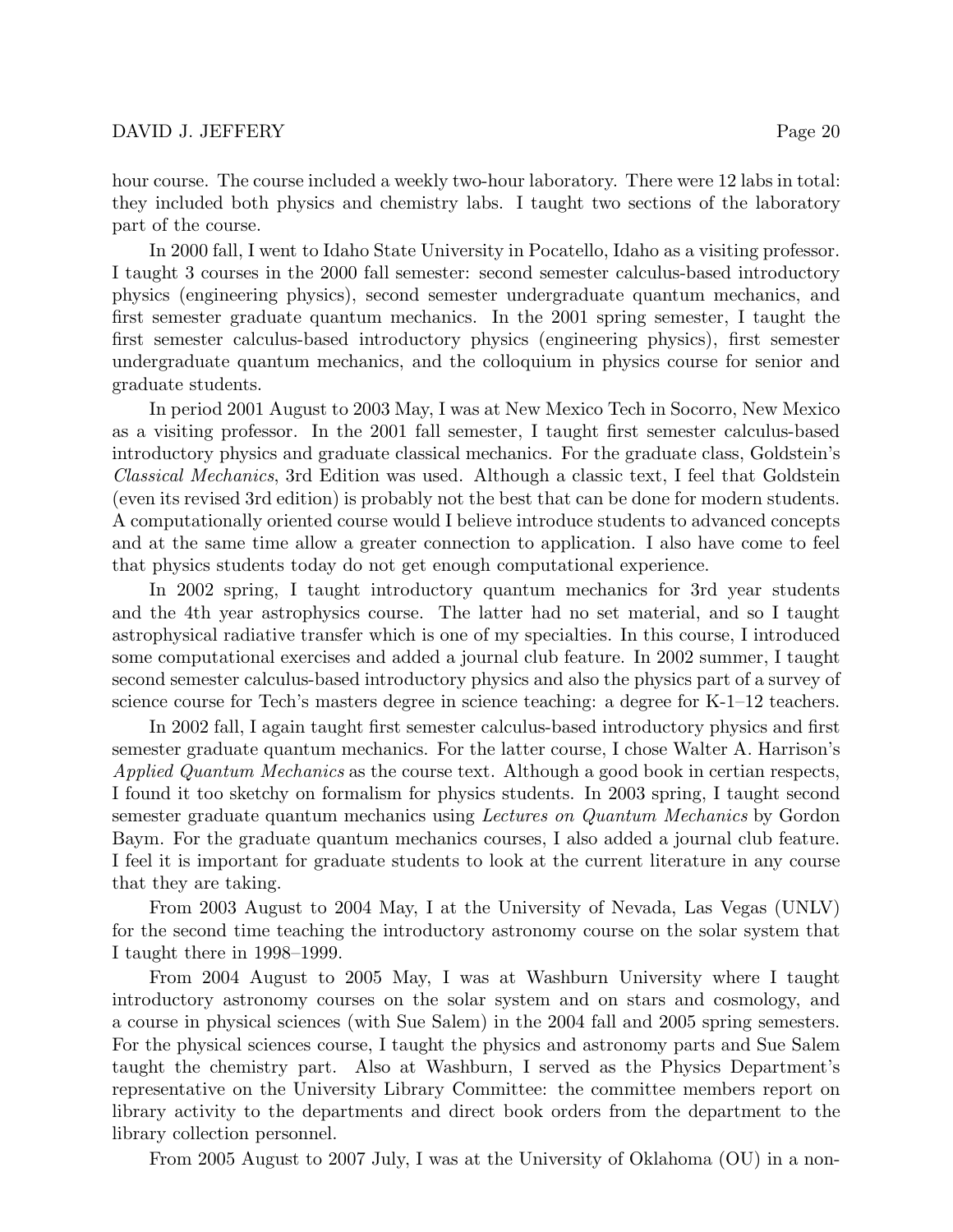hour course. The course included a weekly two-hour laboratory. There were 12 labs in total: they included both physics and chemistry labs. I taught two sections of the laboratory part of the course.

In 2000 fall, I went to Idaho State University in Pocatello, Idaho as a visiting professor. I taught 3 courses in the 2000 fall semester: second semester calculus-based introductory physics (engineering physics), second semester undergraduate quantum mechanics, and first semester graduate quantum mechanics. In the 2001 spring semester, I taught the first semester calculus-based introductory physics (engineering physics), first semester undergraduate quantum mechanics, and the colloquium in physics course for senior and graduate students.

In period 2001 August to 2003 May, I was at New Mexico Tech in Socorro, New Mexico as a visiting professor. In the 2001 fall semester, I taught first semester calculus-based introductory physics and graduate classical mechanics. For the graduate class, Goldstein's *Classical Mechanics*, 3rd Edition was used. Although a classic text, I feel that Goldstein (even its revised 3rd edition) is probably not the best that can be done for modern students. A computationally oriented course would I believe introduce students to advanced concepts and at the same time allow a greater connection to application. I also have come to feel that physics students today do not get enough computational experience.

In 2002 spring, I taught introductory quantum mechanics for 3rd year students and the 4th year astrophysics course. The latter had no set material, and so I taught astrophysical radiative transfer which is one of my specialties. In this course, I introduced some computational exercises and added a journal club feature. In 2002 summer, I taught second semester calculus-based introductory physics and also the physics part of a survey of science course for Tech's masters degree in science teaching: a degree for K-1–12 teachers.

In 2002 fall, I again taught first semester calculus-based introductory physics and first semester graduate quantum mechanics. For the latter course, I chose Walter A. Harrison's *Applied Quantum Mechanics* as the course text. Although a good book in certian respects, I found it too sketchy on formalism for physics students. In 2003 spring, I taught second semester graduate quantum mechanics using *Lectures on Quantum Mechanics* by Gordon Baym. For the graduate quantum mechanics courses, I also added a journal club feature. I feel it is important for graduate students to look at the current literature in any course that they are taking.

From 2003 August to 2004 May, I at the University of Nevada, Las Vegas (UNLV) for the second time teaching the introductory astronomy course on the solar system that I taught there in 1998–1999.

From 2004 August to 2005 May, I was at Washburn University where I taught introductory astronomy courses on the solar system and on stars and cosmology, and a course in physical sciences (with Sue Salem) in the 2004 fall and 2005 spring semesters. For the physical sciences course, I taught the physics and astronomy parts and Sue Salem taught the chemistry part. Also at Washburn, I served as the Physics Department's representative on the University Library Committee: the committee members report on library activity to the departments and direct book orders from the department to the library collection personnel.

From 2005 August to 2007 July, I was at the University of Oklahoma (OU) in a non-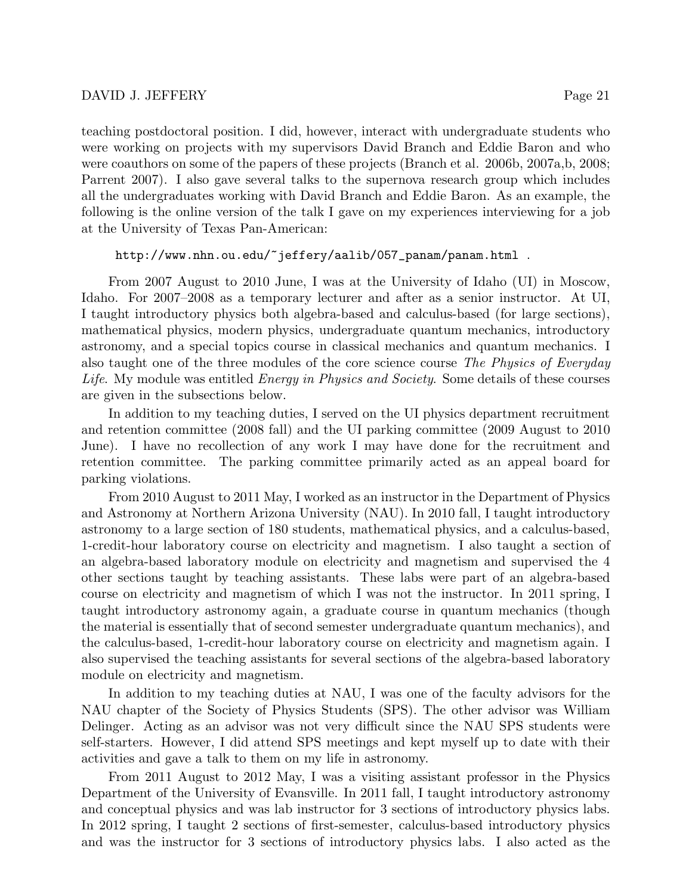teaching postdoctoral position. I did, however, interact with undergraduate students who were working on projects with my supervisors David Branch and Eddie Baron and who were coauthors on some of the papers of these projects (Branch et al. 2006b, 2007a,b, 2008; Parrent 2007). I also gave several talks to the supernova research group which includes all the undergraduates working with David Branch and Eddie Baron. As an example, the following is the online version of the talk I gave on my experiences interviewing for a job at the University of Texas Pan-American:

`http://www.nhn.ou.edu/~jeffery/aalib/057_panam/panam.html` .

From 2007 August to 2010 June, I was at the University of Idaho (UI) in Moscow, Idaho. For 2007–2008 as a temporary lecturer and after as a senior instructor. At UI, I taught introductory physics both algebra-based and calculus-based (for large sections), mathematical physics, modern physics, undergraduate quantum mechanics, introductory astronomy, and a special topics course in classical mechanics and quantum mechanics. I also taught one of the three modules of the core science course *The Physics of Everyday Life*. My module was entitled *Energy in Physics and Society*. Some details of these courses are given in the subsections below.

In addition to my teaching duties, I served on the UI physics department recruitment and retention committee (2008 fall) and the UI parking committee (2009 August to 2010 June). I have no recollection of any work I may have done for the recruitment and retention committee. The parking committee primarily acted as an appeal board for parking violations.

From 2010 August to 2011 May, I worked as an instructor in the Department of Physics and Astronomy at Northern Arizona University (NAU). In 2010 fall, I taught introductory astronomy to a large section of 180 students, mathematical physics, and a calculus-based, 1-credit-hour laboratory course on electricity and magnetism. I also taught a section of an algebra-based laboratory module on electricity and magnetism and supervised the 4 other sections taught by teaching assistants. These labs were part of an algebra-based course on electricity and magnetism of which I was not the instructor. In 2011 spring, I taught introductory astronomy again, a graduate course in quantum mechanics (though the material is essentially that of second semester undergraduate quantum mechanics), and the calculus-based, 1-credit-hour laboratory course on electricity and magnetism again. I also supervised the teaching assistants for several sections of the algebra-based laboratory module on electricity and magnetism.

In addition to my teaching duties at NAU, I was one of the faculty advisors for the NAU chapter of the Society of Physics Students (SPS). The other advisor was William Delinger. Acting as an advisor was not very difficult since the NAU SPS students were self-starters. However, I did attend SPS meetings and kept myself up to date with their activities and gave a talk to them on my life in astronomy.

From 2011 August to 2012 May, I was a visiting assistant professor in the Physics Department of the University of Evansville. In 2011 fall, I taught introductory astronomy and conceptual physics and was lab instructor for 3 sections of introductory physics labs. In 2012 spring, I taught 2 sections of first-semester, calculus-based introductory physics and was the instructor for 3 sections of introductory physics labs. I also acted as the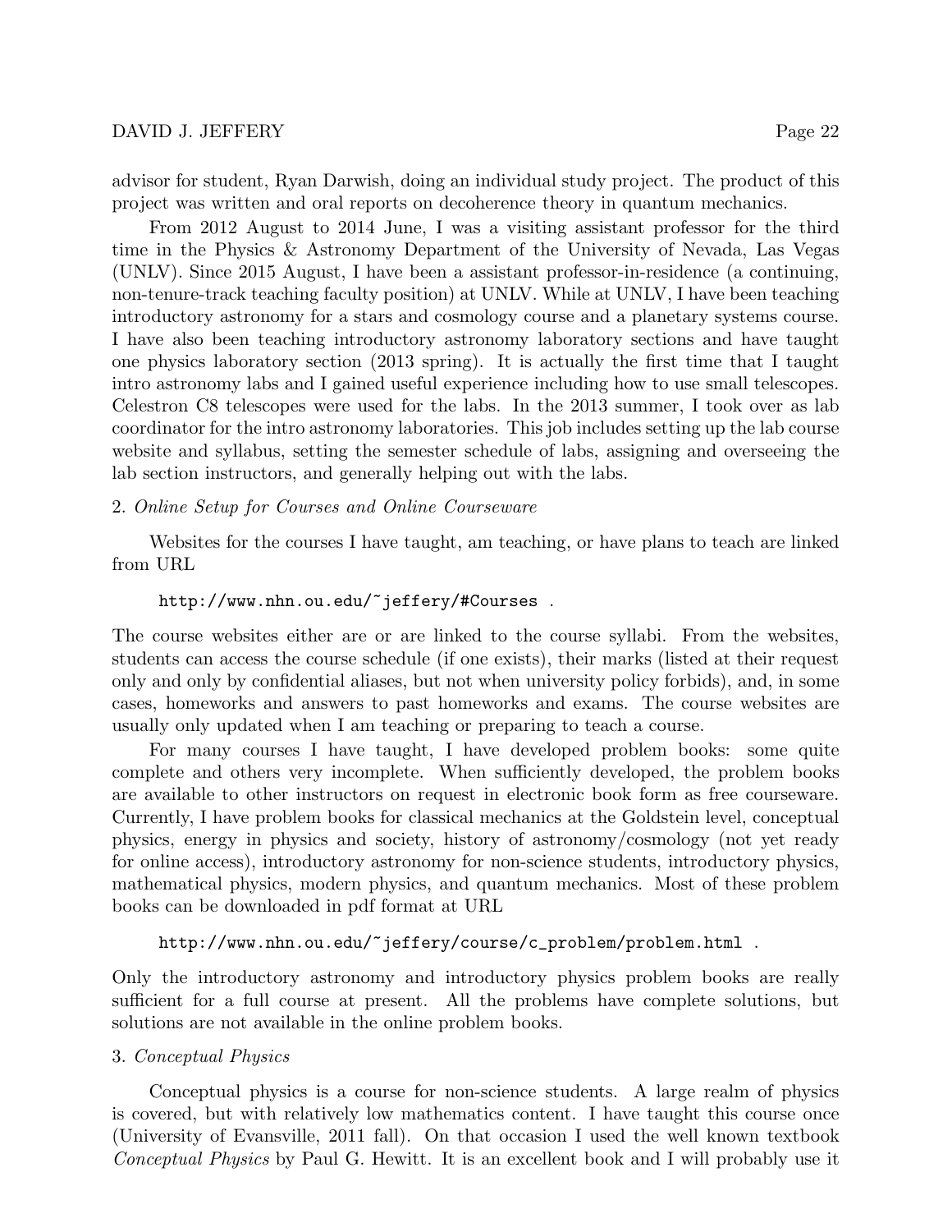advisor for student, Ryan Darwish, doing an individual study project. The product of this project was written and oral reports on decoherence theory in quantum mechanics.

From 2012 August to 2014 June, I was a visiting assistant professor for the third time in the Physics & Astronomy Department of the University of Nevada, Las Vegas (UNLV). Since 2015 August, I have been a assistant professor-in-residence (a continuing, non-tenure-track teaching faculty position) at UNLV. While at UNLV, I have been teaching introductory astronomy for a stars and cosmology course and a planetary systems course. I have also been teaching introductory astronomy laboratory sections and have taught one physics laboratory section (2013 spring). It is actually the first time that I taught intro astronomy labs and I gained useful experience including how to use small telescopes. Celestron C8 telescopes were used for the labs. In the 2013 summer, I took over as lab coordinator for the intro astronomy laboratories. This job includes setting up the lab course website and syllabus, setting the semester schedule of labs, assigning and overseeing the lab section instructors, and generally helping out with the labs.

2. *Online Setup for Courses and Online Courseware*

Websites for the courses I have taught, am teaching, or have plans to teach are linked from URL

```
http://www.nhn.ou.edu/~jeffery/#Courses .
```

The course websites either are or are linked to the course syllabi. From the websites, students can access the course schedule (if one exists), their marks (listed at their request only and only by confidential aliases, but not when university policy forbids), and, in some cases, homeworks and answers to past homeworks and exams. The course websites are usually only updated when I am teaching or preparing to teach a course.

For many courses I have taught, I have developed problem books: some quite complete and others very incomplete. When sufficiently developed, the problem books are available to other instructors on request in electronic book form as free courseware. Currently, I have problem books for classical mechanics at the Goldstein level, conceptual physics, energy in physics and society, history of astronomy/cosmology (not yet ready for online access), introductory astronomy for non-science students, introductory physics, mathematical physics, modern physics, and quantum mechanics. Most of these problem books can be downloaded in pdf format at URL

```
http://www.nhn.ou.edu/~jeffery/course/c_problem/problem.html .
```

Only the introductory astronomy and introductory physics problem books are really sufficient for a full course at present. All the problems have complete solutions, but solutions are not available in the online problem books.

3. *Conceptual Physics*

Conceptual physics is a course for non-science students. A large realm of physics is covered, but with relatively low mathematics content. I have taught this course once (University of Evansville, 2011 fall). On that occasion I used the well known textbook *Conceptual Physics* by Paul G. Hewitt. It is an excellent book and I will probably use it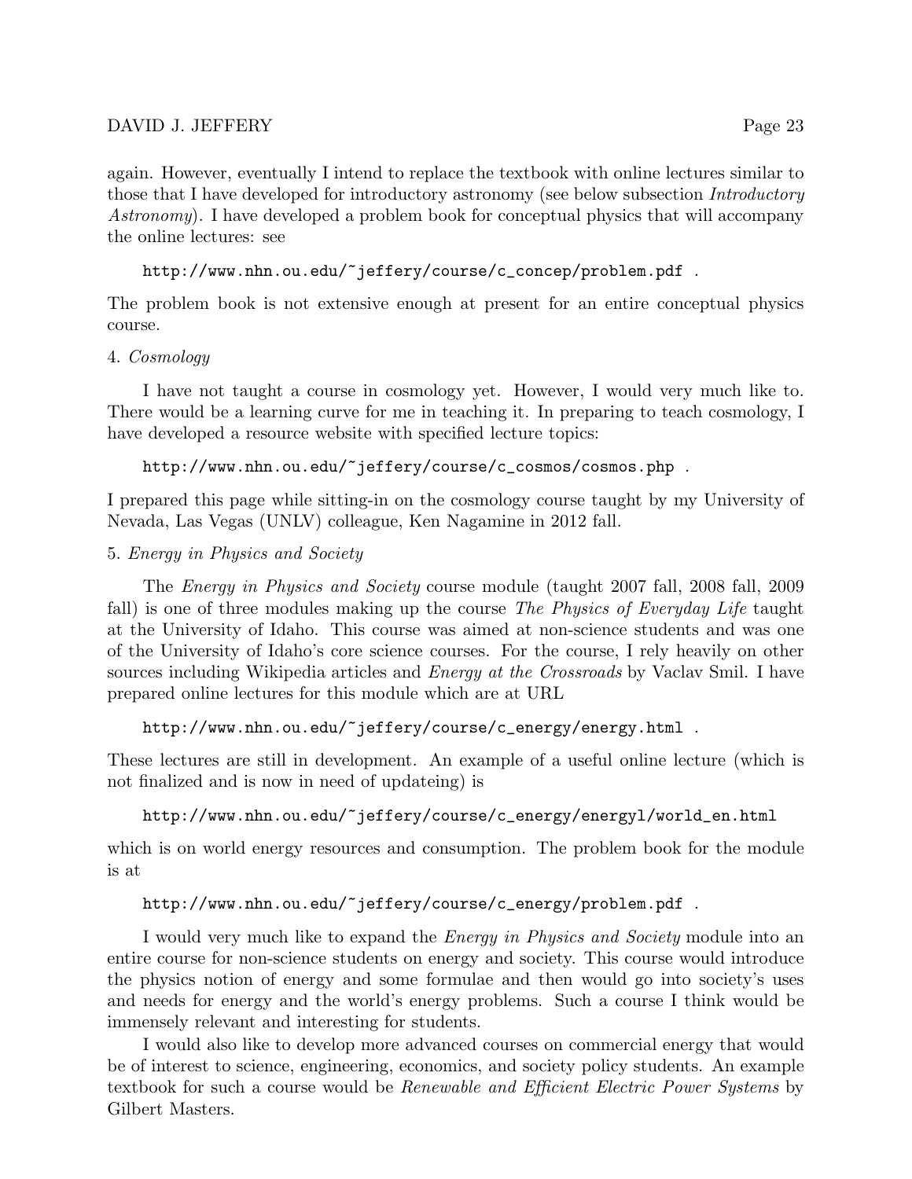again. However, eventually I intend to replace the textbook with online lectures similar to those that I have developed for introductory astronomy (see below subsection *Introductory Astronomy*). I have developed a problem book for conceptual physics that will accompany the online lectures: see

    http://www.nhn.ou.edu/~jeffery/course/c_concep/problem.pdf .

The problem book is not extensive enough at present for an entire conceptual physics course.

4. *Cosmology*

I have not taught a course in cosmology yet. However, I would very much like to. There would be a learning curve for me in teaching it. In preparing to teach cosmology, I have developed a resource website with specified lecture topics:

    http://www.nhn.ou.edu/~jeffery/course/c_cosmos/cosmos.php .

I prepared this page while sitting-in on the cosmology course taught by my University of Nevada, Las Vegas (UNLV) colleague, Ken Nagamine in 2012 fall.

5. *Energy in Physics and Society*

The *Energy in Physics and Society* course module (taught 2007 fall, 2008 fall, 2009 fall) is one of three modules making up the course *The Physics of Everyday Life* taught at the University of Idaho. This course was aimed at non-science students and was one of the University of Idaho's core science courses. For the course, I rely heavily on other sources including Wikipedia articles and *Energy at the Crossroads* by Vaclav Smil. I have prepared online lectures for this module which are at URL

    http://www.nhn.ou.edu/~jeffery/course/c_energy/energy.html .

These lectures are still in development. An example of a useful online lecture (which is not finalized and is now in need of updateing) is

    http://www.nhn.ou.edu/~jeffery/course/c_energy/energyl/world_en.html

which is on world energy resources and consumption. The problem book for the module is at

    http://www.nhn.ou.edu/~jeffery/course/c_energy/problem.pdf .

I would very much like to expand the *Energy in Physics and Society* module into an entire course for non-science students on energy and society. This course would introduce the physics notion of energy and some formulae and then would go into society's uses and needs for energy and the world's energy problems. Such a course I think would be immensely relevant and interesting for students.

I would also like to develop more advanced courses on commercial energy that would be of interest to science, engineering, economics, and society policy students. An example textbook for such a course would be *Renewable and Efficient Electric Power Systems* by Gilbert Masters.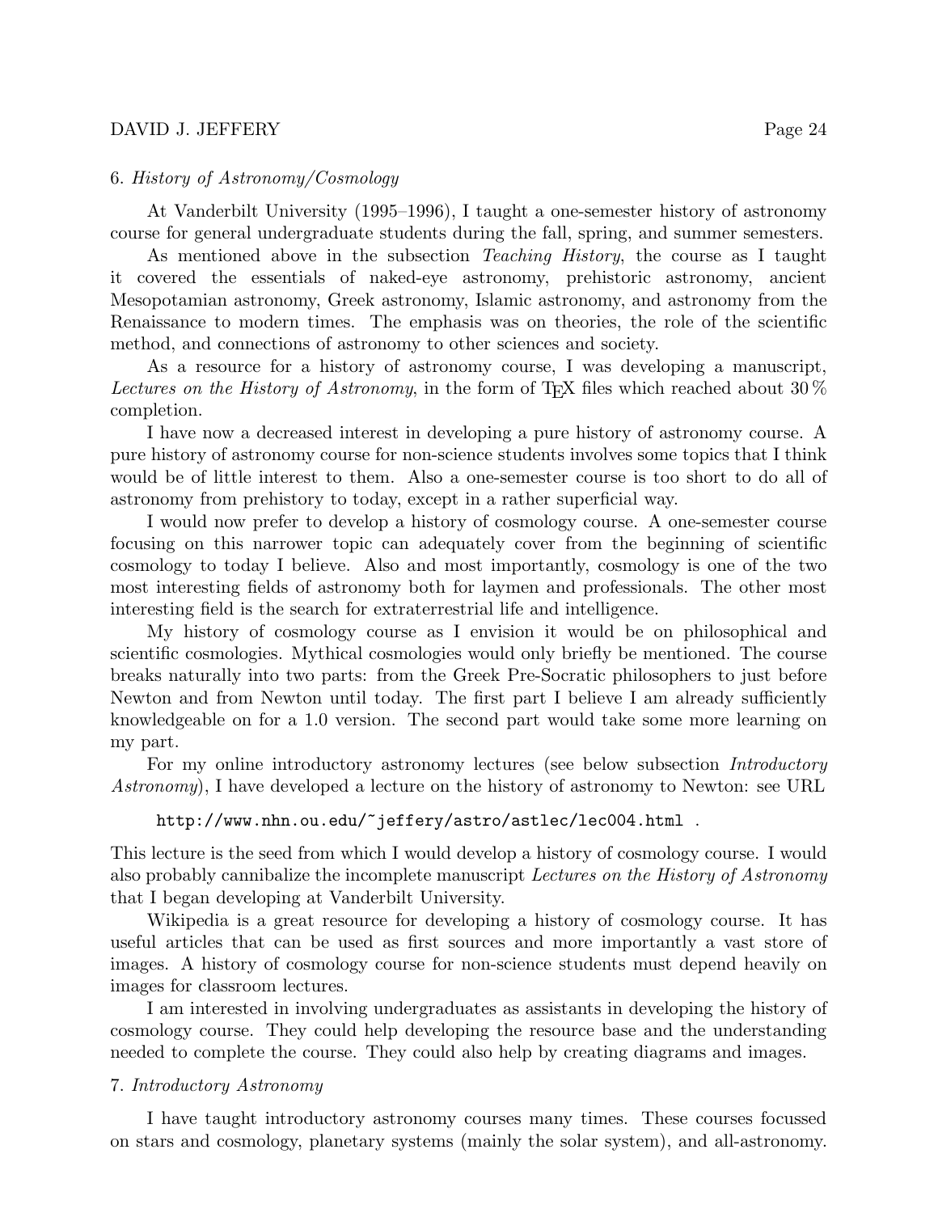### 6. *History of Astronomy/Cosmology*

At Vanderbilt University (1995–1996), I taught a one-semester history of astronomy course for general undergraduate students during the fall, spring, and summer semesters.

As mentioned above in the subsection *Teaching History*, the course as I taught it covered the essentials of naked-eye astronomy, prehistoric astronomy, ancient Mesopotamian astronomy, Greek astronomy, Islamic astronomy, and astronomy from the Renaissance to modern times. The emphasis was on theories, the role of the scientific method, and connections of astronomy to other sciences and society.

As a resource for a history of astronomy course, I was developing a manuscript, *Lectures on the History of Astronomy*, in the form of TEX files which reached about 30 % completion.

I have now a decreased interest in developing a pure history of astronomy course. A pure history of astronomy course for non-science students involves some topics that I think would be of little interest to them. Also a one-semester course is too short to do all of astronomy from prehistory to today, except in a rather superficial way.

I would now prefer to develop a history of cosmology course. A one-semester course focusing on this narrower topic can adequately cover from the beginning of scientific cosmology to today I believe. Also and most importantly, cosmology is one of the two most interesting fields of astronomy both for laymen and professionals. The other most interesting field is the search for extraterrestrial life and intelligence.

My history of cosmology course as I envision it would be on philosophical and scientific cosmologies. Mythical cosmologies would only briefly be mentioned. The course breaks naturally into two parts: from the Greek Pre-Socratic philosophers to just before Newton and from Newton until today. The first part I believe I am already sufficiently knowledgeable on for a 1.0 version. The second part would take some more learning on my part.

For my online introductory astronomy lectures (see below subsection *Introductory Astronomy*), I have developed a lecture on the history of astronomy to Newton: see URL

```
http://www.nhn.ou.edu/~jeffery/astro/astlec/lec004.html .
```

This lecture is the seed from which I would develop a history of cosmology course. I would also probably cannibalize the incomplete manuscript *Lectures on the History of Astronomy* that I began developing at Vanderbilt University.

Wikipedia is a great resource for developing a history of cosmology course. It has useful articles that can be used as first sources and more importantly a vast store of images. A history of cosmology course for non-science students must depend heavily on images for classroom lectures.

I am interested in involving undergraduates as assistants in developing the history of cosmology course. They could help developing the resource base and the understanding needed to complete the course. They could also help by creating diagrams and images.

### 7. *Introductory Astronomy*

I have taught introductory astronomy courses many times. These courses focussed on stars and cosmology, planetary systems (mainly the solar system), and all-astronomy.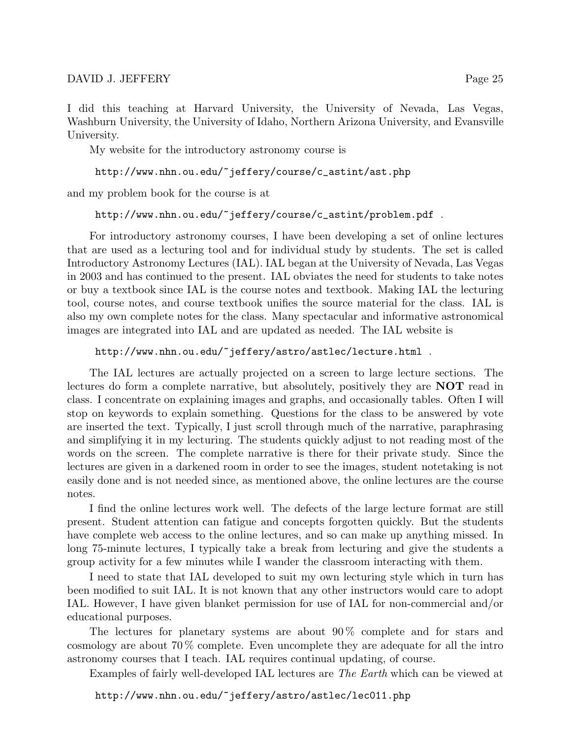I did this teaching at Harvard University, the University of Nevada, Las Vegas, Washburn University, the University of Idaho, Northern Arizona University, and Evansville University.

My website for the introductory astronomy course is

http://www.nhn.ou.edu/~jeffery/course/c_astint/ast.php

and my problem book for the course is at

http://www.nhn.ou.edu/~jeffery/course/c_astint/problem.pdf .

For introductory astronomy courses, I have been developing a set of online lectures that are used as a lecturing tool and for individual study by students. The set is called Introductory Astronomy Lectures (IAL). IAL began at the University of Nevada, Las Vegas in 2003 and has continued to the present. IAL obviates the need for students to take notes or buy a textbook since IAL is the course notes and textbook. Making IAL the lecturing tool, course notes, and course textbook unifies the source material for the class. IAL is also my own complete notes for the class. Many spectacular and informative astronomical images are integrated into IAL and are updated as needed. The IAL website is

http://www.nhn.ou.edu/~jeffery/astro/astlec/lecture.html .

The IAL lectures are actually projected on a screen to large lecture sections. The lectures do form a complete narrative, but absolutely, positively they are **NOT** read in class. I concentrate on explaining images and graphs, and occasionally tables. Often I will stop on keywords to explain something. Questions for the class to be answered by vote are inserted the text. Typically, I just scroll through much of the narrative, paraphrasing and simplifying it in my lecturing. The students quickly adjust to not reading most of the words on the screen. The complete narrative is there for their private study. Since the lectures are given in a darkened room in order to see the images, student notetaking is not easily done and is not needed since, as mentioned above, the online lectures are the course notes.

I find the online lectures work well. The defects of the large lecture format are still present. Student attention can fatigue and concepts forgotten quickly. But the students have complete web access to the online lectures, and so can make up anything missed. In long 75-minute lectures, I typically take a break from lecturing and give the students a group activity for a few minutes while I wander the classroom interacting with them.

I need to state that IAL developed to suit my own lecturing style which in turn has been modified to suit IAL. It is not known that any other instructors would care to adopt IAL. However, I have given blanket permission for use of IAL for non-commercial and/or educational purposes.

The lectures for planetary systems are about 90 % complete and for stars and cosmology are about 70 % complete. Even uncomplete they are adequate for all the intro astronomy courses that I teach. IAL requires continual updating, of course.

Examples of fairly well-developed IAL lectures are *The Earth* which can be viewed at

http://www.nhn.ou.edu/~jeffery/astro/astlec/lec011.php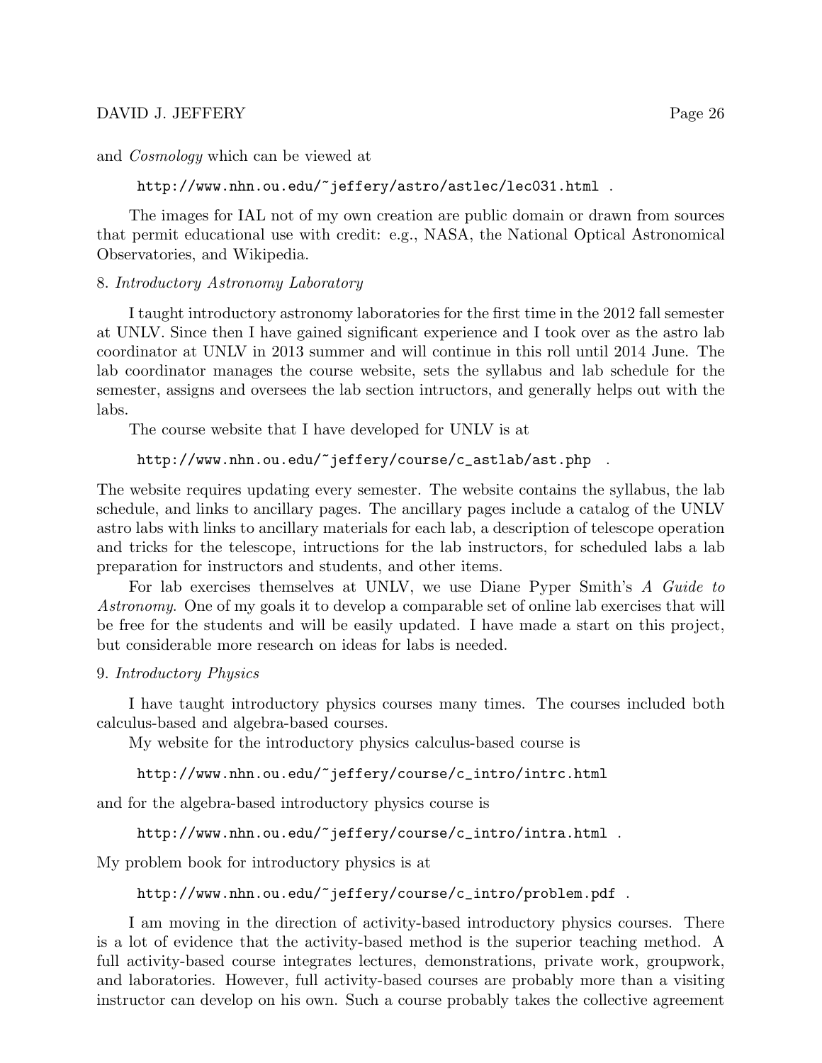and *Cosmology* which can be viewed at

```
http://www.nhn.ou.edu/~jeffery/astro/astlec/lec031.html .
```

The images for IAL not of my own creation are public domain or drawn from sources that permit educational use with credit: e.g., NASA, the National Optical Astronomical Observatories, and Wikipedia.

8. *Introductory Astronomy Laboratory*

I taught introductory astronomy laboratories for the first time in the 2012 fall semester at UNLV. Since then I have gained significant experience and I took over as the astro lab coordinator at UNLV in 2013 summer and will continue in this roll until 2014 June. The lab coordinator manages the course website, sets the syllabus and lab schedule for the semester, assigns and oversees the lab section intructors, and generally helps out with the labs.

The course website that I have developed for UNLV is at

```
http://www.nhn.ou.edu/~jeffery/course/c_astlab/ast.php .
```

The website requires updating every semester. The website contains the syllabus, the lab schedule, and links to ancillary pages. The ancillary pages include a catalog of the UNLV astro labs with links to ancillary materials for each lab, a description of telescope operation and tricks for the telescope, intructions for the lab instructors, for scheduled labs a lab preparation for instructors and students, and other items.

For lab exercises themselves at UNLV, we use Diane Pyper Smith's *A Guide to Astronomy*. One of my goals it to develop a comparable set of online lab exercises that will be free for the students and will be easily updated. I have made a start on this project, but considerable more research on ideas for labs is needed.

9. *Introductory Physics*

I have taught introductory physics courses many times. The courses included both calculus-based and algebra-based courses.

My website for the introductory physics calculus-based course is

```
http://www.nhn.ou.edu/~jeffery/course/c_intro/intrc.html
```

and for the algebra-based introductory physics course is

```
http://www.nhn.ou.edu/~jeffery/course/c_intro/intra.html .
```

My problem book for introductory physics is at

```
http://www.nhn.ou.edu/~jeffery/course/c_intro/problem.pdf .
```

I am moving in the direction of activity-based introductory physics courses. There is a lot of evidence that the activity-based method is the superior teaching method. A full activity-based course integrates lectures, demonstrations, private work, groupwork, and laboratories. However, full activity-based courses are probably more than a visiting instructor can develop on his own. Such a course probably takes the collective agreement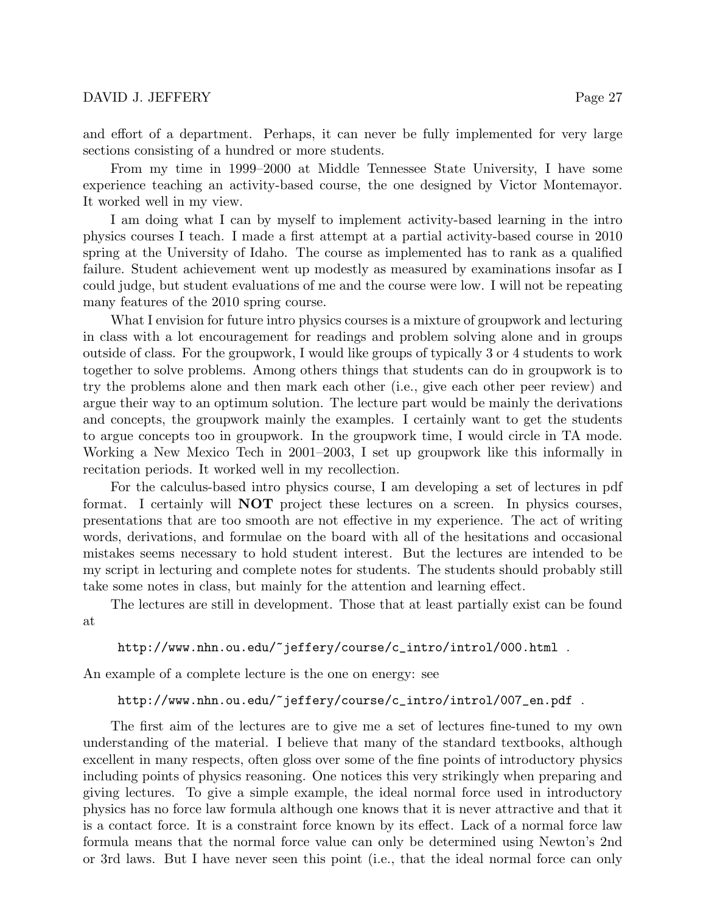and effort of a department. Perhaps, it can never be fully implemented for very large sections consisting of a hundred or more students.

From my time in 1999–2000 at Middle Tennessee State University, I have some experience teaching an activity-based course, the one designed by Victor Montemayor. It worked well in my view.

I am doing what I can by myself to implement activity-based learning in the intro physics courses I teach. I made a first attempt at a partial activity-based course in 2010 spring at the University of Idaho. The course as implemented has to rank as a qualified failure. Student achievement went up modestly as measured by examinations insofar as I could judge, but student evaluations of me and the course were low. I will not be repeating many features of the 2010 spring course.

What I envision for future intro physics courses is a mixture of groupwork and lecturing in class with a lot encouragement for readings and problem solving alone and in groups outside of class. For the groupwork, I would like groups of typically 3 or 4 students to work together to solve problems. Among others things that students can do in groupwork is to try the problems alone and then mark each other (i.e., give each other peer review) and argue their way to an optimum solution. The lecture part would be mainly the derivations and concepts, the groupwork mainly the examples. I certainly want to get the students to argue concepts too in groupwork. In the groupwork time, I would circle in TA mode. Working a New Mexico Tech in 2001–2003, I set up groupwork like this informally in recitation periods. It worked well in my recollection.

For the calculus-based intro physics course, I am developing a set of lectures in pdf format. I certainly will **NOT** project these lectures on a screen. In physics courses, presentations that are too smooth are not effective in my experience. The act of writing words, derivations, and formulae on the board with all of the hesitations and occasional mistakes seems necessary to hold student interest. But the lectures are intended to be my script in lecturing and complete notes for students. The students should probably still take some notes in class, but mainly for the attention and learning effect.

The lectures are still in development. Those that at least partially exist can be found at

`http://www.nhn.ou.edu/~jeffery/course/c_intro/introl/000.html` .

An example of a complete lecture is the one on energy: see

`http://www.nhn.ou.edu/~jeffery/course/c_intro/introl/007_en.pdf` .

The first aim of the lectures are to give me a set of lectures fine-tuned to my own understanding of the material. I believe that many of the standard textbooks, although excellent in many respects, often gloss over some of the fine points of introductory physics including points of physics reasoning. One notices this very strikingly when preparing and giving lectures. To give a simple example, the ideal normal force used in introductory physics has no force law formula although one knows that it is never attractive and that it is a contact force. It is a constraint force known by its effect. Lack of a normal force law formula means that the normal force value can only be determined using Newton's 2nd or 3rd laws. But I have never seen this point (i.e., that the ideal normal force can only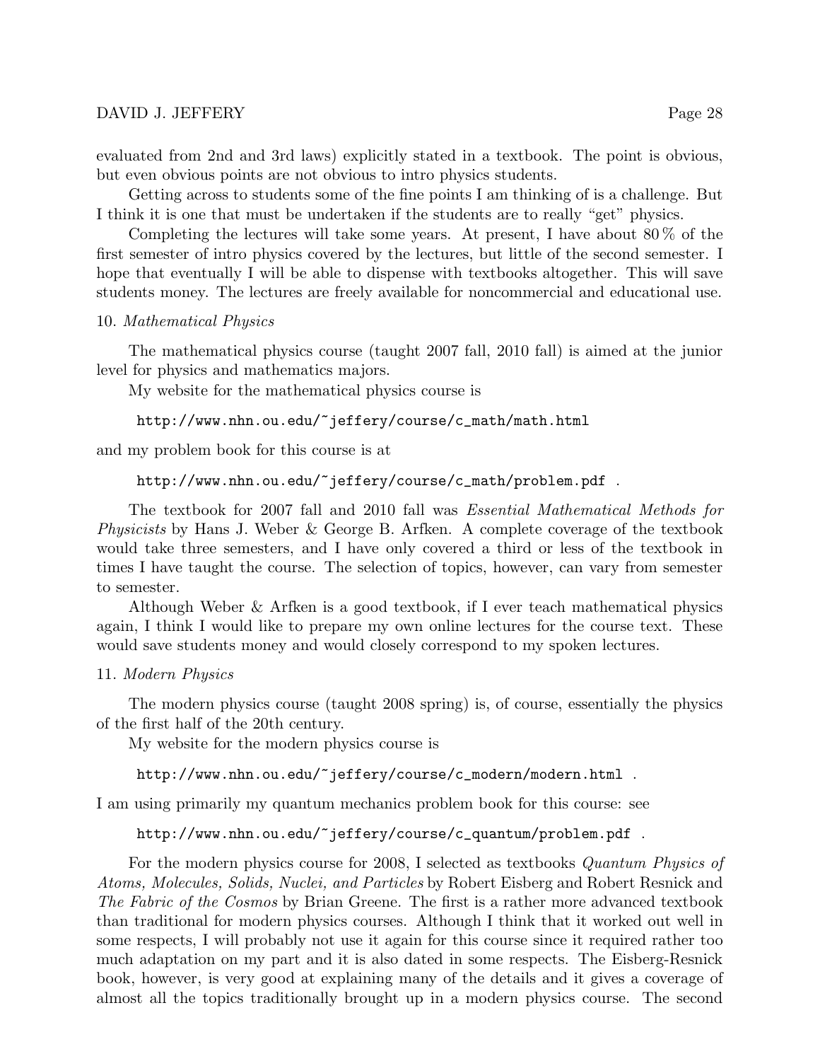evaluated from 2nd and 3rd laws) explicitly stated in a textbook. The point is obvious, but even obvious points are not obvious to intro physics students.

Getting across to students some of the fine points I am thinking of is a challenge. But I think it is one that must be undertaken if the students are to really "get" physics.

Completing the lectures will take some years. At present, I have about 80 % of the first semester of intro physics covered by the lectures, but little of the second semester. I hope that eventually I will be able to dispense with textbooks altogether. This will save students money. The lectures are freely available for noncommercial and educational use.

10. *Mathematical Physics*

The mathematical physics course (taught 2007 fall, 2010 fall) is aimed at the junior level for physics and mathematics majors.

My website for the mathematical physics course is

`http://www.nhn.ou.edu/~jeffery/course/c_math/math.html`

and my problem book for this course is at

`http://www.nhn.ou.edu/~jeffery/course/c_math/problem.pdf` .

The textbook for 2007 fall and 2010 fall was *Essential Mathematical Methods for Physicists* by Hans J. Weber & George B. Arfken. A complete coverage of the textbook would take three semesters, and I have only covered a third or less of the textbook in times I have taught the course. The selection of topics, however, can vary from semester to semester.

Although Weber & Arfken is a good textbook, if I ever teach mathematical physics again, I think I would like to prepare my own online lectures for the course text. These would save students money and would closely correspond to my spoken lectures.

11. *Modern Physics*

The modern physics course (taught 2008 spring) is, of course, essentially the physics of the first half of the 20th century.

My website for the modern physics course is

`http://www.nhn.ou.edu/~jeffery/course/c_modern/modern.html` .

I am using primarily my quantum mechanics problem book for this course: see

`http://www.nhn.ou.edu/~jeffery/course/c_quantum/problem.pdf` .

For the modern physics course for 2008, I selected as textbooks *Quantum Physics of Atoms, Molecules, Solids, Nuclei, and Particles* by Robert Eisberg and Robert Resnick and *The Fabric of the Cosmos* by Brian Greene. The first is a rather more advanced textbook than traditional for modern physics courses. Although I think that it worked out well in some respects, I will probably not use it again for this course since it required rather too much adaptation on my part and it is also dated in some respects. The Eisberg-Resnick book, however, is very good at explaining many of the details and it gives a coverage of almost all the topics traditionally brought up in a modern physics course. The second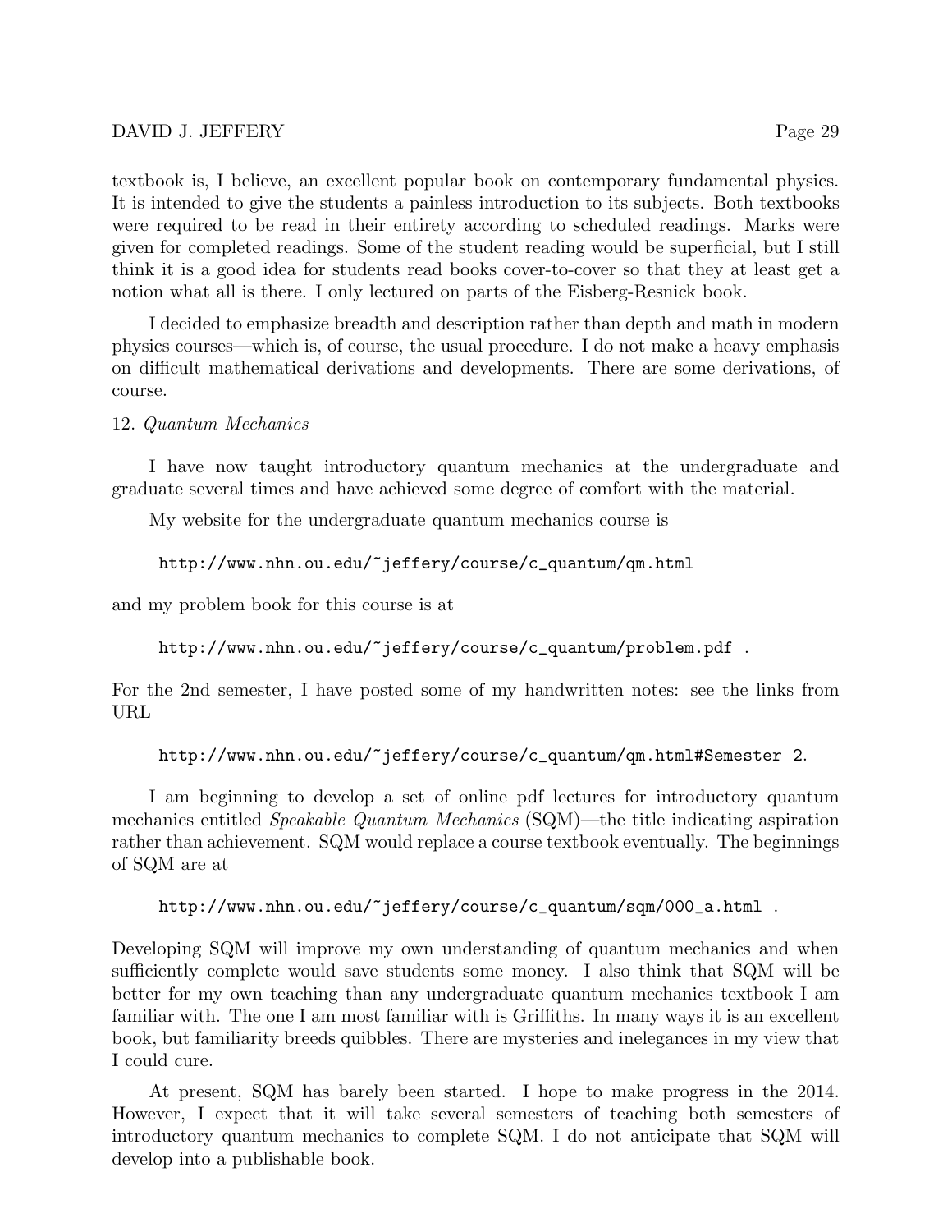textbook is, I believe, an excellent popular book on contemporary fundamental physics. It is intended to give the students a painless introduction to its subjects. Both textbooks were required to be read in their entirety according to scheduled readings. Marks were given for completed readings. Some of the student reading would be superficial, but I still think it is a good idea for students read books cover-to-cover so that they at least get a notion what all is there. I only lectured on parts of the Eisberg-Resnick book.

I decided to emphasize breadth and description rather than depth and math in modern physics courses—which is, of course, the usual procedure. I do not make a heavy emphasis on difficult mathematical derivations and developments. There are some derivations, of course.

12. *Quantum Mechanics*

I have now taught introductory quantum mechanics at the undergraduate and graduate several times and have achieved some degree of comfort with the material.

My website for the undergraduate quantum mechanics course is

`http://www.nhn.ou.edu/~jeffery/course/c_quantum/qm.html`

and my problem book for this course is at

`http://www.nhn.ou.edu/~jeffery/course/c_quantum/problem.pdf` .

For the 2nd semester, I have posted some of my handwritten notes: see the links from URL

`http://www.nhn.ou.edu/~jeffery/course/c_quantum/qm.html#Semester 2`.

I am beginning to develop a set of online pdf lectures for introductory quantum mechanics entitled *Speakable Quantum Mechanics* (SQM)—the title indicating aspiration rather than achievement. SQM would replace a course textbook eventually. The beginnings of SQM are at

`http://www.nhn.ou.edu/~jeffery/course/c_quantum/sqm/000_a.html` .

Developing SQM will improve my own understanding of quantum mechanics and when sufficiently complete would save students some money. I also think that SQM will be better for my own teaching than any undergraduate quantum mechanics textbook I am familiar with. The one I am most familiar with is Griffiths. In many ways it is an excellent book, but familiarity breeds quibbles. There are mysteries and inelegances in my view that I could cure.

At present, SQM has barely been started. I hope to make progress in the 2014. However, I expect that it will take several semesters of teaching both semesters of introductory quantum mechanics to complete SQM. I do not anticipate that SQM will develop into a publishable book.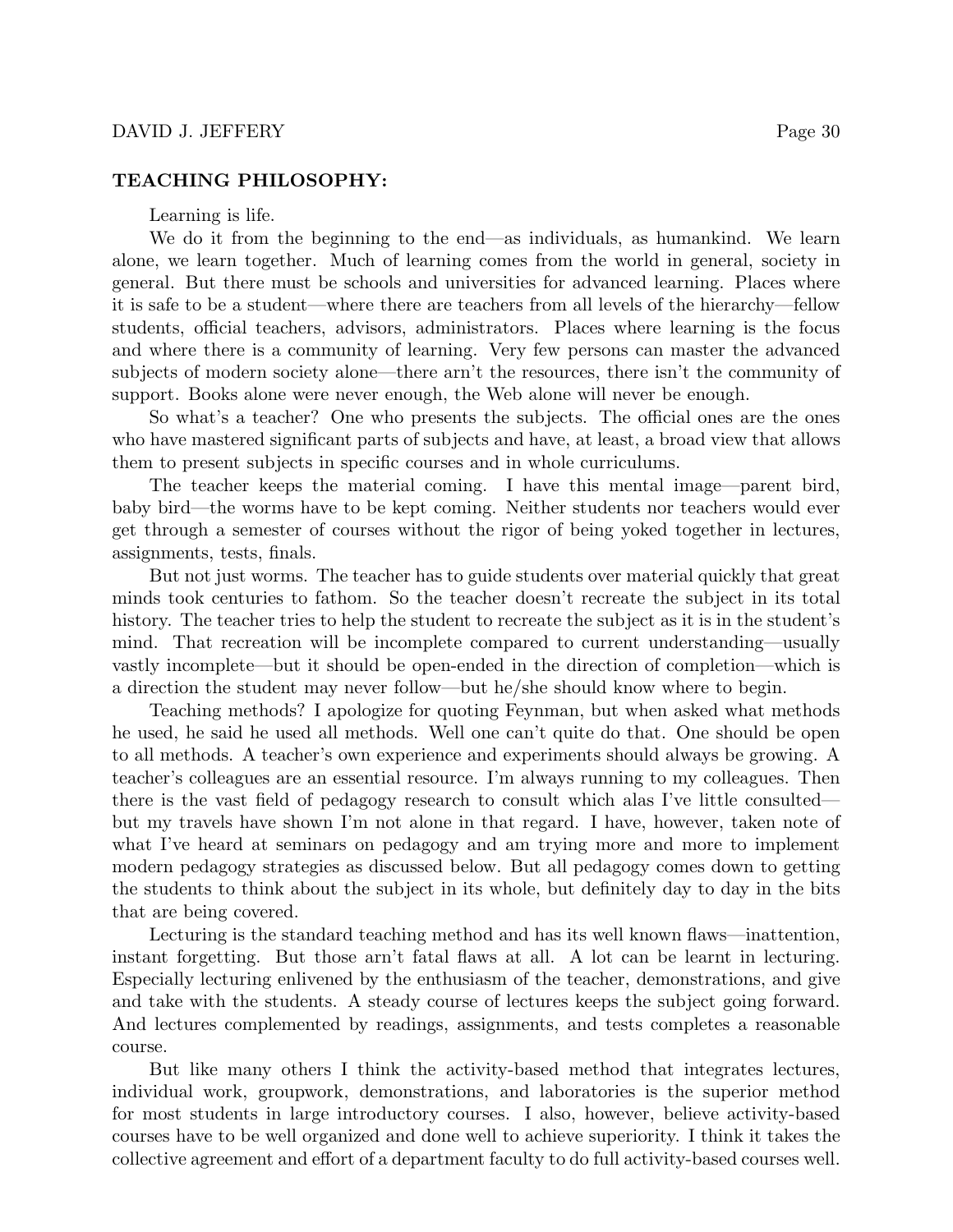**TEACHING PHILOSOPHY:**

Learning is life.

We do it from the beginning to the end—as individuals, as humankind. We learn alone, we learn together. Much of learning comes from the world in general, society in general. But there must be schools and universities for advanced learning. Places where it is safe to be a student—where there are teachers from all levels of the hierarchy—fellow students, official teachers, advisors, administrators. Places where learning is the focus and where there is a community of learning. Very few persons can master the advanced subjects of modern society alone—there arn't the resources, there isn't the community of support. Books alone were never enough, the Web alone will never be enough.

So what's a teacher? One who presents the subjects. The official ones are the ones who have mastered significant parts of subjects and have, at least, a broad view that allows them to present subjects in specific courses and in whole curriculums.

The teacher keeps the material coming. I have this mental image—parent bird, baby bird—the worms have to be kept coming. Neither students nor teachers would ever get through a semester of courses without the rigor of being yoked together in lectures, assignments, tests, finals.

But not just worms. The teacher has to guide students over material quickly that great minds took centuries to fathom. So the teacher doesn't recreate the subject in its total history. The teacher tries to help the student to recreate the subject as it is in the student's mind. That recreation will be incomplete compared to current understanding—usually vastly incomplete—but it should be open-ended in the direction of completion—which is a direction the student may never follow—but he/she should know where to begin.

Teaching methods? I apologize for quoting Feynman, but when asked what methods he used, he said he used all methods. Well one can't quite do that. One should be open to all methods. A teacher's own experience and experiments should always be growing. A teacher's colleagues are an essential resource. I'm always running to my colleagues. Then there is the vast field of pedagogy research to consult which alas I've little consulted—but my travels have shown I'm not alone in that regard. I have, however, taken note of what I've heard at seminars on pedagogy and am trying more and more to implement modern pedagogy strategies as discussed below. But all pedagogy comes down to getting the students to think about the subject in its whole, but definitely day to day in the bits that are being covered.

Lecturing is the standard teaching method and has its well known flaws—inattention, instant forgetting. But those arn't fatal flaws at all. A lot can be learnt in lecturing. Especially lecturing enlivened by the enthusiasm of the teacher, demonstrations, and give and take with the students. A steady course of lectures keeps the subject going forward. And lectures complemented by readings, assignments, and tests completes a reasonable course.

But like many others I think the activity-based method that integrates lectures, individual work, groupwork, demonstrations, and laboratories is the superior method for most students in large introductory courses. I also, however, believe activity-based courses have to be well organized and done well to achieve superiority. I think it takes the collective agreement and effort of a department faculty to do full activity-based courses well.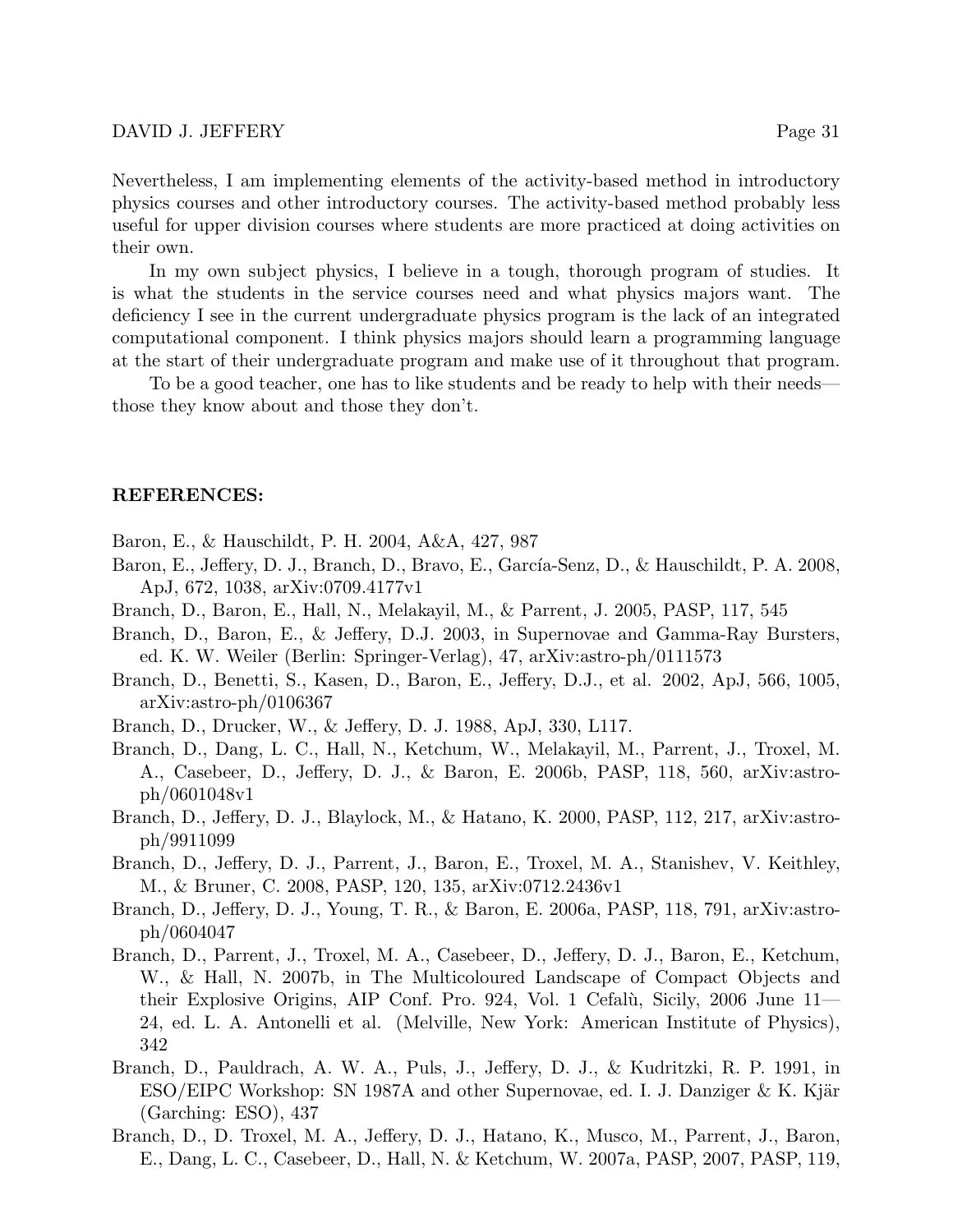Nevertheless, I am implementing elements of the activity-based method in introductory physics courses and other introductory courses. The activity-based method probably less useful for upper division courses where students are more practiced at doing activities on their own.

In my own subject physics, I believe in a tough, thorough program of studies. It is what the students in the service courses need and what physics majors want. The deficiency I see in the current undergraduate physics program is the lack of an integrated computational component. I think physics majors should learn a programming language at the start of their undergraduate program and make use of it throughout that program.

To be a good teacher, one has to like students and be ready to help with their needs—those they know about and those they don't.

**REFERENCES:**

Baron, E., & Hauschildt, P. H. 2004, A&A, 427, 987

Baron, E., Jeffery, D. J., Branch, D., Bravo, E., García-Senz, D., & Hauschildt, P. A. 2008, ApJ, 672, 1038, arXiv:0709.4177v1

Branch, D., Baron, E., Hall, N., Melakayil, M., & Parrent, J. 2005, PASP, 117, 545

Branch, D., Baron, E., & Jeffery, D.J. 2003, in Supernovae and Gamma-Ray Bursters, ed. K. W. Weiler (Berlin: Springer-Verlag), 47, arXiv:astro-ph/0111573

Branch, D., Benetti, S., Kasen, D., Baron, E., Jeffery, D.J., et al. 2002, ApJ, 566, 1005, arXiv:astro-ph/0106367

Branch, D., Drucker, W., & Jeffery, D. J. 1988, ApJ, 330, L117.

Branch, D., Dang, L. C., Hall, N., Ketchum, W., Melakayil, M., Parrent, J., Troxel, M. A., Casebeer, D., Jeffery, D. J., & Baron, E. 2006b, PASP, 118, 560, arXiv:astro-ph/0601048v1

Branch, D., Jeffery, D. J., Blaylock, M., & Hatano, K. 2000, PASP, 112, 217, arXiv:astro-ph/9911099

Branch, D., Jeffery, D. J., Parrent, J., Baron, E., Troxel, M. A., Stanishev, V. Keithley, M., & Bruner, C. 2008, PASP, 120, 135, arXiv:0712.2436v1

Branch, D., Jeffery, D. J., Young, T. R., & Baron, E. 2006a, PASP, 118, 791, arXiv:astro-ph/0604047

Branch, D., Parrent, J., Troxel, M. A., Casebeer, D., Jeffery, D. J., Baron, E., Ketchum, W., & Hall, N. 2007b, in The Multicoloured Landscape of Compact Objects and their Explosive Origins, AIP Conf. Pro. 924, Vol. 1 Cefalù, Sicily, 2006 June 11—24, ed. L. A. Antonelli et al. (Melville, New York: American Institute of Physics), 342

Branch, D., Pauldrach, A. W. A., Puls, J., Jeffery, D. J., & Kudritzki, R. P. 1991, in ESO/EIPC Workshop: SN 1987A and other Supernovae, ed. I. J. Danziger & K. Kjär (Garching: ESO), 437

Branch, D., D. Troxel, M. A., Jeffery, D. J., Hatano, K., Musco, M., Parrent, J., Baron, E., Dang, L. C., Casebeer, D., Hall, N. & Ketchum, W. 2007a, PASP, 2007, PASP, 119,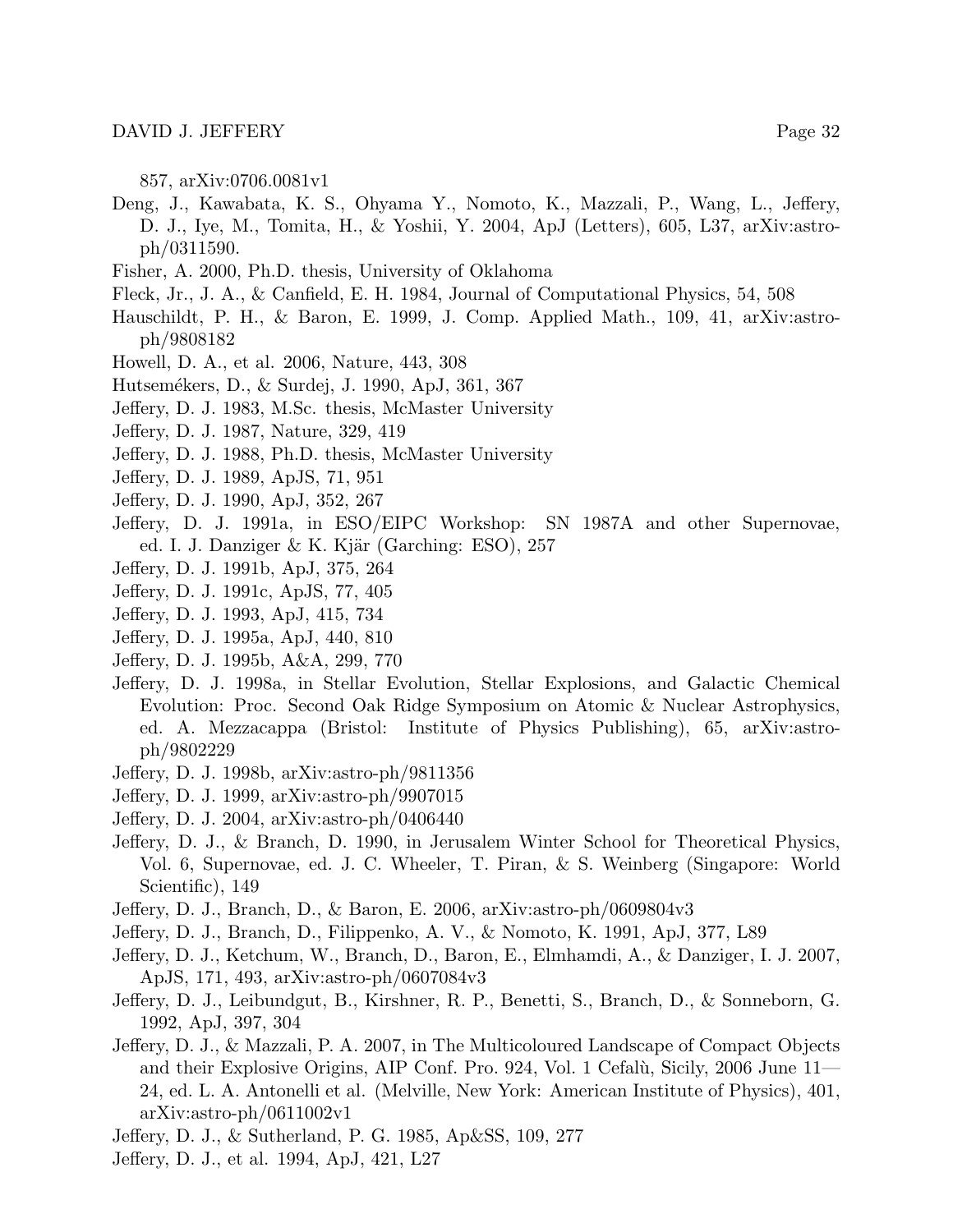857, arXiv:0706.0081v1

Deng, J., Kawabata, K. S., Ohyama Y., Nomoto, K., Mazzali, P., Wang, L., Jeffery, D. J., Iye, M., Tomita, H., & Yoshii, Y. 2004, ApJ (Letters), 605, L37, arXiv:astro-ph/0311590.

Fisher, A. 2000, Ph.D. thesis, University of Oklahoma

Fleck, Jr., J. A., & Canfield, E. H. 1984, Journal of Computational Physics, 54, 508

Hauschildt, P. H., & Baron, E. 1999, J. Comp. Applied Math., 109, 41, arXiv:astro-ph/9808182

Howell, D. A., et al. 2006, Nature, 443, 308

Hutsemékers, D., & Surdej, J. 1990, ApJ, 361, 367

Jeffery, D. J. 1983, M.Sc. thesis, McMaster University

Jeffery, D. J. 1987, Nature, 329, 419

Jeffery, D. J. 1988, Ph.D. thesis, McMaster University

Jeffery, D. J. 1989, ApJS, 71, 951

Jeffery, D. J. 1990, ApJ, 352, 267

Jeffery, D. J. 1991a, in ESO/EIPC Workshop: SN 1987A and other Supernovae, ed. I. J. Danziger & K. Kjär (Garching: ESO), 257

Jeffery, D. J. 1991b, ApJ, 375, 264

Jeffery, D. J. 1991c, ApJS, 77, 405

Jeffery, D. J. 1993, ApJ, 415, 734

Jeffery, D. J. 1995a, ApJ, 440, 810

Jeffery, D. J. 1995b, A&A, 299, 770

Jeffery, D. J. 1998a, in Stellar Evolution, Stellar Explosions, and Galactic Chemical Evolution: Proc. Second Oak Ridge Symposium on Atomic & Nuclear Astrophysics, ed. A. Mezzacappa (Bristol: Institute of Physics Publishing), 65, arXiv:astro-ph/9802229

Jeffery, D. J. 1998b, arXiv:astro-ph/9811356

Jeffery, D. J. 1999, arXiv:astro-ph/9907015

Jeffery, D. J. 2004, arXiv:astro-ph/0406440

Jeffery, D. J., & Branch, D. 1990, in Jerusalem Winter School for Theoretical Physics, Vol. 6, Supernovae, ed. J. C. Wheeler, T. Piran, & S. Weinberg (Singapore: World Scientific), 149

Jeffery, D. J., Branch, D., & Baron, E. 2006, arXiv:astro-ph/0609804v3

Jeffery, D. J., Branch, D., Filippenko, A. V., & Nomoto, K. 1991, ApJ, 377, L89

Jeffery, D. J., Ketchum, W., Branch, D., Baron, E., Elmhamdi, A., & Danziger, I. J. 2007, ApJS, 171, 493, arXiv:astro-ph/0607084v3

Jeffery, D. J., Leibundgut, B., Kirshner, R. P., Benetti, S., Branch, D., & Sonneborn, G. 1992, ApJ, 397, 304

Jeffery, D. J., & Mazzali, P. A. 2007, in The Multicoloured Landscape of Compact Objects and their Explosive Origins, AIP Conf. Pro. 924, Vol. 1 Cefalù, Sicily, 2006 June 11—24, ed. L. A. Antonelli et al. (Melville, New York: American Institute of Physics), 401, arXiv:astro-ph/0611002v1

Jeffery, D. J., & Sutherland, P. G. 1985, Ap&SS, 109, 277

Jeffery, D. J., et al. 1994, ApJ, 421, L27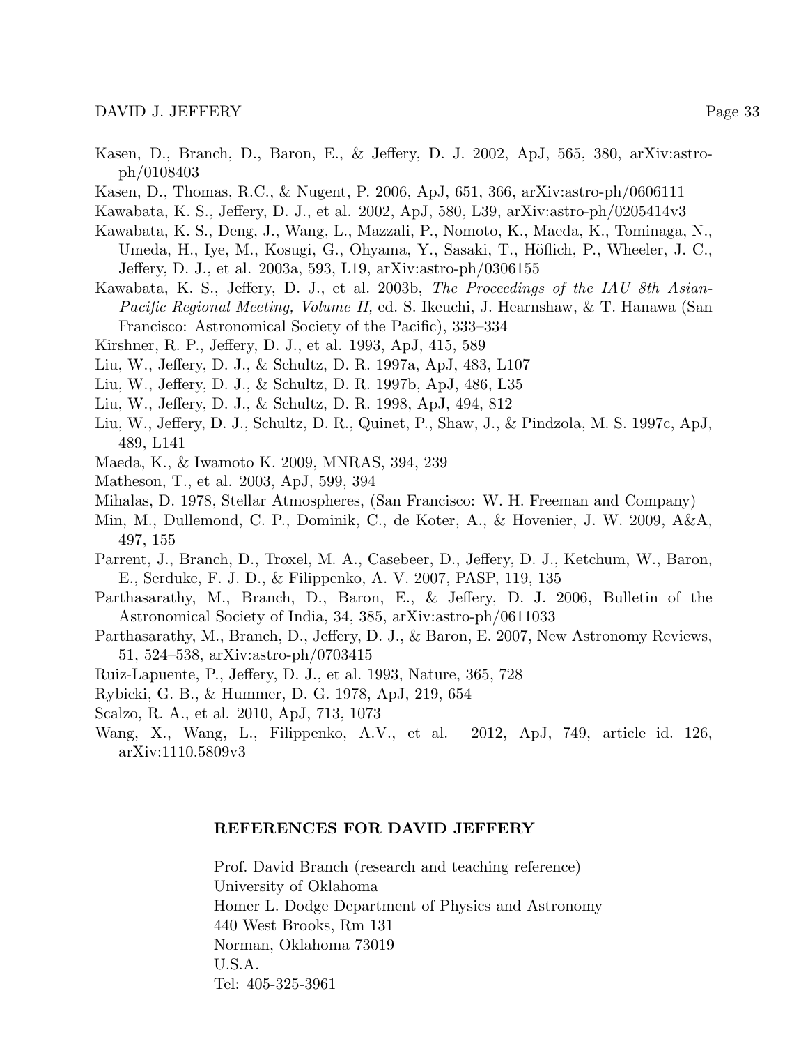Kasen, D., Branch, D., Baron, E., & Jeffery, D. J. 2002, ApJ, 565, 380, arXiv:astro-ph/0108403

Kasen, D., Thomas, R.C., & Nugent, P. 2006, ApJ, 651, 366, arXiv:astro-ph/0606111

Kawabata, K. S., Jeffery, D. J., et al. 2002, ApJ, 580, L39, arXiv:astro-ph/0205414v3

Kawabata, K. S., Deng, J., Wang, L., Mazzali, P., Nomoto, K., Maeda, K., Tominaga, N., Umeda, H., Iye, M., Kosugi, G., Ohyama, Y., Sasaki, T., Höflich, P., Wheeler, J. C., Jeffery, D. J., et al. 2003a, 593, L19, arXiv:astro-ph/0306155

Kawabata, K. S., Jeffery, D. J., et al. 2003b, *The Proceedings of the IAU 8th Asian-Pacific Regional Meeting, Volume II,* ed. S. Ikeuchi, J. Hearnshaw, & T. Hanawa (San Francisco: Astronomical Society of the Pacific), 333–334

Kirshner, R. P., Jeffery, D. J., et al. 1993, ApJ, 415, 589

Liu, W., Jeffery, D. J., & Schultz, D. R. 1997a, ApJ, 483, L107

Liu, W., Jeffery, D. J., & Schultz, D. R. 1997b, ApJ, 486, L35

Liu, W., Jeffery, D. J., & Schultz, D. R. 1998, ApJ, 494, 812

Liu, W., Jeffery, D. J., Schultz, D. R., Quinet, P., Shaw, J., & Pindzola, M. S. 1997c, ApJ, 489, L141

Maeda, K., & Iwamoto K. 2009, MNRAS, 394, 239

Matheson, T., et al. 2003, ApJ, 599, 394

Mihalas, D. 1978, Stellar Atmospheres, (San Francisco: W. H. Freeman and Company)

Min, M., Dullemond, C. P., Dominik, C., de Koter, A., & Hovenier, J. W. 2009, A&A, 497, 155

Parrent, J., Branch, D., Troxel, M. A., Casebeer, D., Jeffery, D. J., Ketchum, W., Baron, E., Serduke, F. J. D., & Filippenko, A. V. 2007, PASP, 119, 135

Parthasarathy, M., Branch, D., Baron, E., & Jeffery, D. J. 2006, Bulletin of the Astronomical Society of India, 34, 385, arXiv:astro-ph/0611033

Parthasarathy, M., Branch, D., Jeffery, D. J., & Baron, E. 2007, New Astronomy Reviews, 51, 524–538, arXiv:astro-ph/0703415

Ruiz-Lapuente, P., Jeffery, D. J., et al. 1993, Nature, 365, 728

Rybicki, G. B., & Hummer, D. G. 1978, ApJ, 219, 654

Scalzo, R. A., et al. 2010, ApJ, 713, 1073

Wang, X., Wang, L., Filippenko, A.V., et al. 2012, ApJ, 749, article id. 126, arXiv:1110.5809v3

## REFERENCES FOR DAVID JEFFERY

Prof. David Branch (research and teaching reference)
University of Oklahoma
Homer L. Dodge Department of Physics and Astronomy
440 West Brooks, Rm 131
Norman, Oklahoma 73019
U.S.A.
Tel: 405-325-3961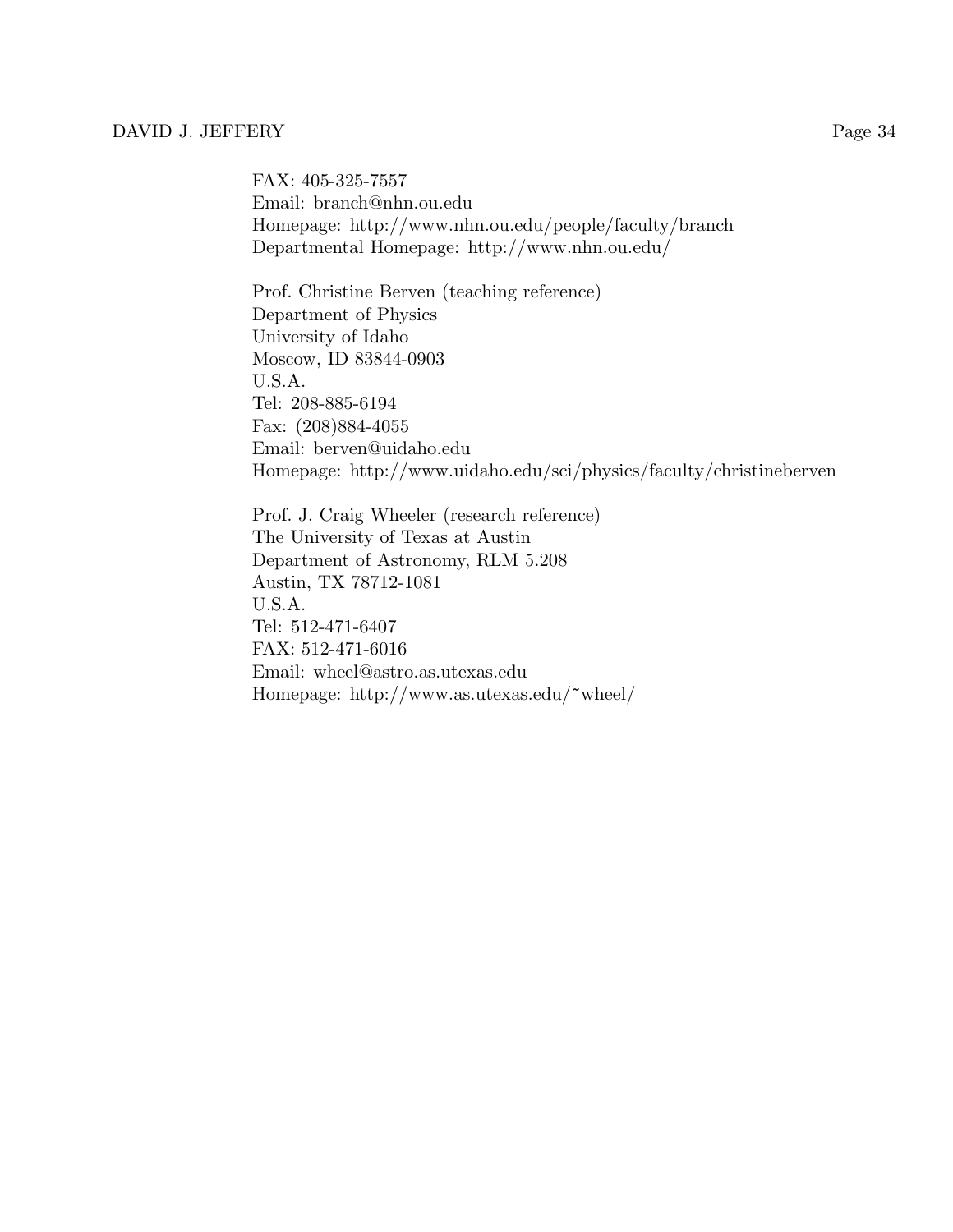FAX: 405-325-7557
Email: branch@nhn.ou.edu
Homepage: http://www.nhn.ou.edu/people/faculty/branch
Departmental Homepage: http://www.nhn.ou.edu/

Prof. Christine Berven (teaching reference)
Department of Physics
University of Idaho
Moscow, ID 83844-0903
U.S.A.
Tel: 208-885-6194
Fax: (208)884-4055
Email: berven@uidaho.edu
Homepage: http://www.uidaho.edu/sci/physics/faculty/christineberven

Prof. J. Craig Wheeler (research reference)
The University of Texas at Austin
Department of Astronomy, RLM 5.208
Austin, TX 78712-1081
U.S.A.
Tel: 512-471-6407
FAX: 512-471-6016
Email: wheel@astro.as.utexas.edu
Homepage: http://www.as.utexas.edu/~wheel/